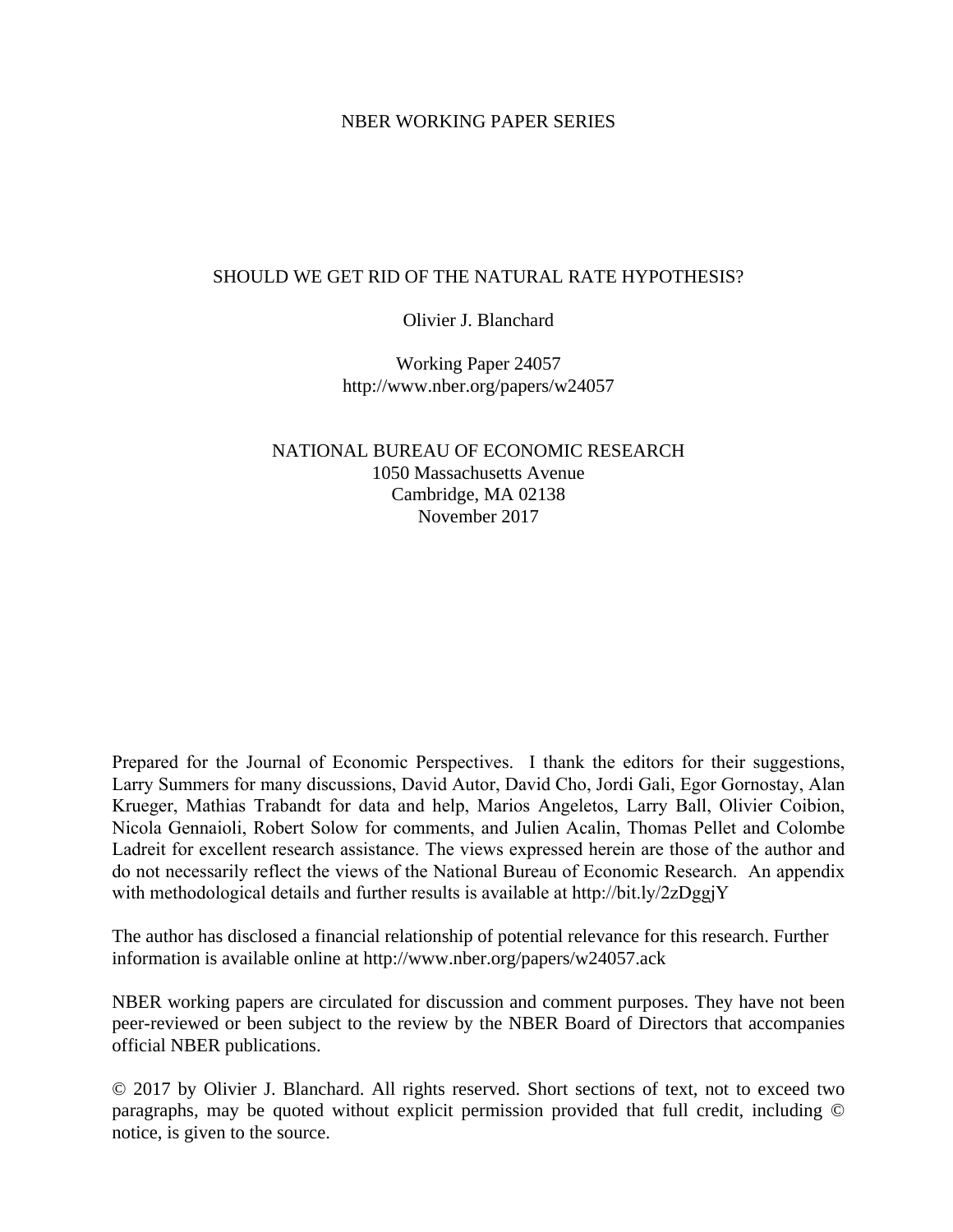NBER WORKING PAPER SERIES

# SHOULD WE GET RID OF THE NATURAL RATE HYPOTHESIS?

Olivier J. Blanchard

Working Paper 24057
http://www.nber.org/papers/w24057

NATIONAL BUREAU OF ECONOMIC RESEARCH
1050 Massachusetts Avenue
Cambridge, MA 02138
November 2017

Prepared for the Journal of Economic Perspectives. I thank the editors for their suggestions, Larry Summers for many discussions, David Autor, David Cho, Jordi Gali, Egor Gornostay, Alan Krueger, Mathias Trabandt for data and help, Marios Angeletos, Larry Ball, Olivier Coibion, Nicola Gennaioli, Robert Solow for comments, and Julien Acalin, Thomas Pellet and Colombe Ladreit for excellent research assistance. The views expressed herein are those of the author and do not necessarily reflect the views of the National Bureau of Economic Research. An appendix with methodological details and further results is available at http://bit.ly/2zDggjY

The author has disclosed a financial relationship of potential relevance for this research. Further information is available online at http://www.nber.org/papers/w24057.ack

NBER working papers are circulated for discussion and comment purposes. They have not been peer-reviewed or been subject to the review by the NBER Board of Directors that accompanies official NBER publications.

© 2017 by Olivier J. Blanchard. All rights reserved. Short sections of text, not to exceed two paragraphs, may be quoted without explicit permission provided that full credit, including © notice, is given to the source.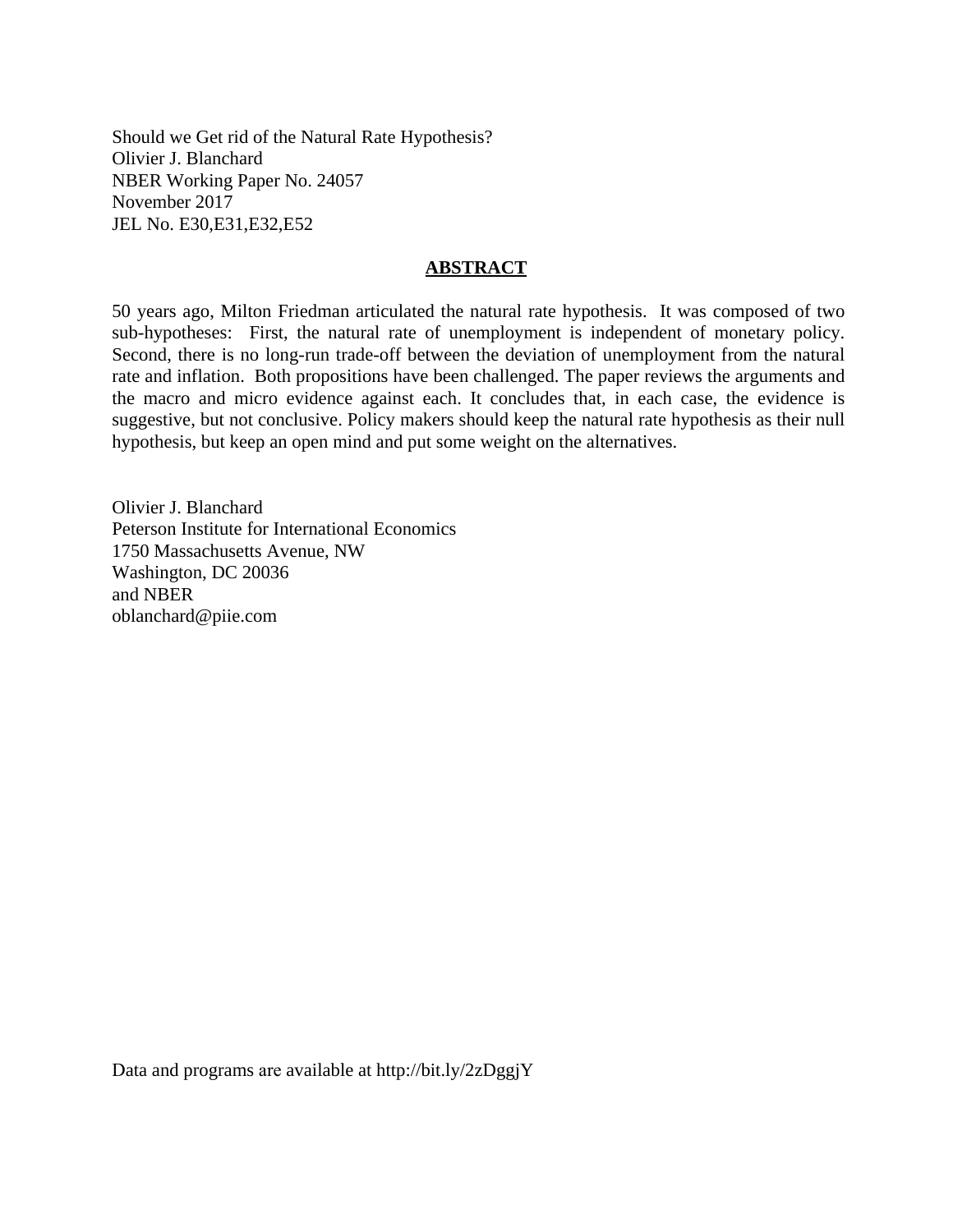Should we Get rid of the Natural Rate Hypothesis?
Olivier J. Blanchard
NBER Working Paper No. 24057
November 2017
JEL No. E30,E31,E32,E52

## ABSTRACT

50 years ago, Milton Friedman articulated the natural rate hypothesis. It was composed of two sub-hypotheses: First, the natural rate of unemployment is independent of monetary policy. Second, there is no long-run trade-off between the deviation of unemployment from the natural rate and inflation. Both propositions have been challenged. The paper reviews the arguments and the macro and micro evidence against each. It concludes that, in each case, the evidence is suggestive, but not conclusive. Policy makers should keep the natural rate hypothesis as their null hypothesis, but keep an open mind and put some weight on the alternatives.

Olivier J. Blanchard
Peterson Institute for International Economics
1750 Massachusetts Avenue, NW
Washington, DC 20036
and NBER
oblanchard@piie.com

Data and programs are available at http://bit.ly/2zDggjY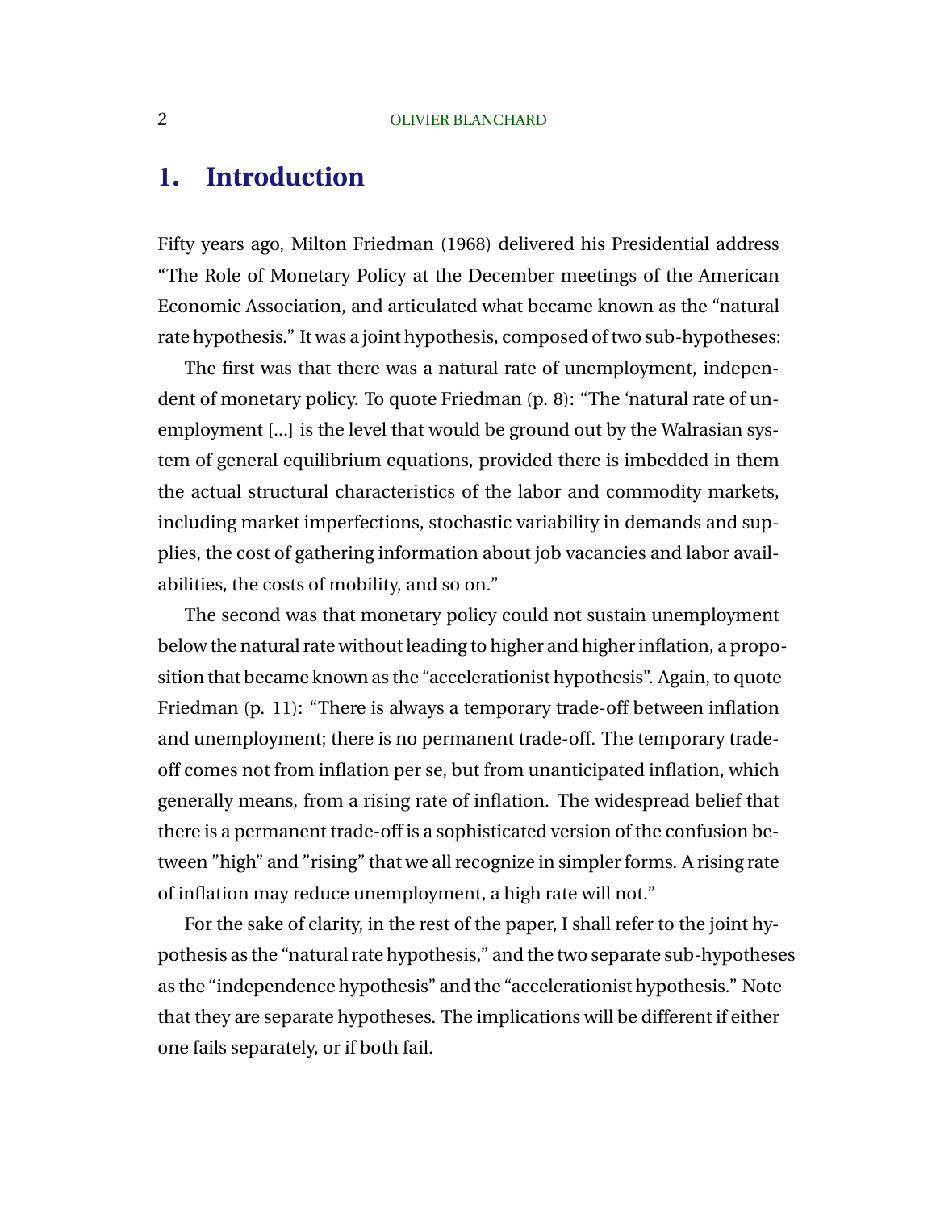# 1. Introduction

Fifty years ago, Milton Friedman (1968) delivered his Presidential address "The Role of Monetary Policy at the December meetings of the American Economic Association, and articulated what became known as the "natural rate hypothesis." It was a joint hypothesis, composed of two sub-hypotheses:

The first was that there was a natural rate of unemployment, independent of monetary policy. To quote Friedman (p. 8): "The 'natural rate of unemployment [...] is the level that would be ground out by the Walrasian system of general equilibrium equations, provided there is imbedded in them the actual structural characteristics of the labor and commodity markets, including market imperfections, stochastic variability in demands and supplies, the cost of gathering information about job vacancies and labor availabilities, the costs of mobility, and so on."

The second was that monetary policy could not sustain unemployment below the natural rate without leading to higher and higher inflation, a proposition that became known as the "accelerationist hypothesis". Again, to quote Friedman (p. 11): "There is always a temporary trade-off between inflation and unemployment; there is no permanent trade-off. The temporary trade-off comes not from inflation per se, but from unanticipated inflation, which generally means, from a rising rate of inflation. The widespread belief that there is a permanent trade-off is a sophisticated version of the confusion between "high" and "rising" that we all recognize in simpler forms. A rising rate of inflation may reduce unemployment, a high rate will not."

For the sake of clarity, in the rest of the paper, I shall refer to the joint hypothesis as the "natural rate hypothesis," and the two separate sub-hypotheses as the "independence hypothesis" and the "accelerationist hypothesis." Note that they are separate hypotheses. The implications will be different if either one fails separately, or if both fail.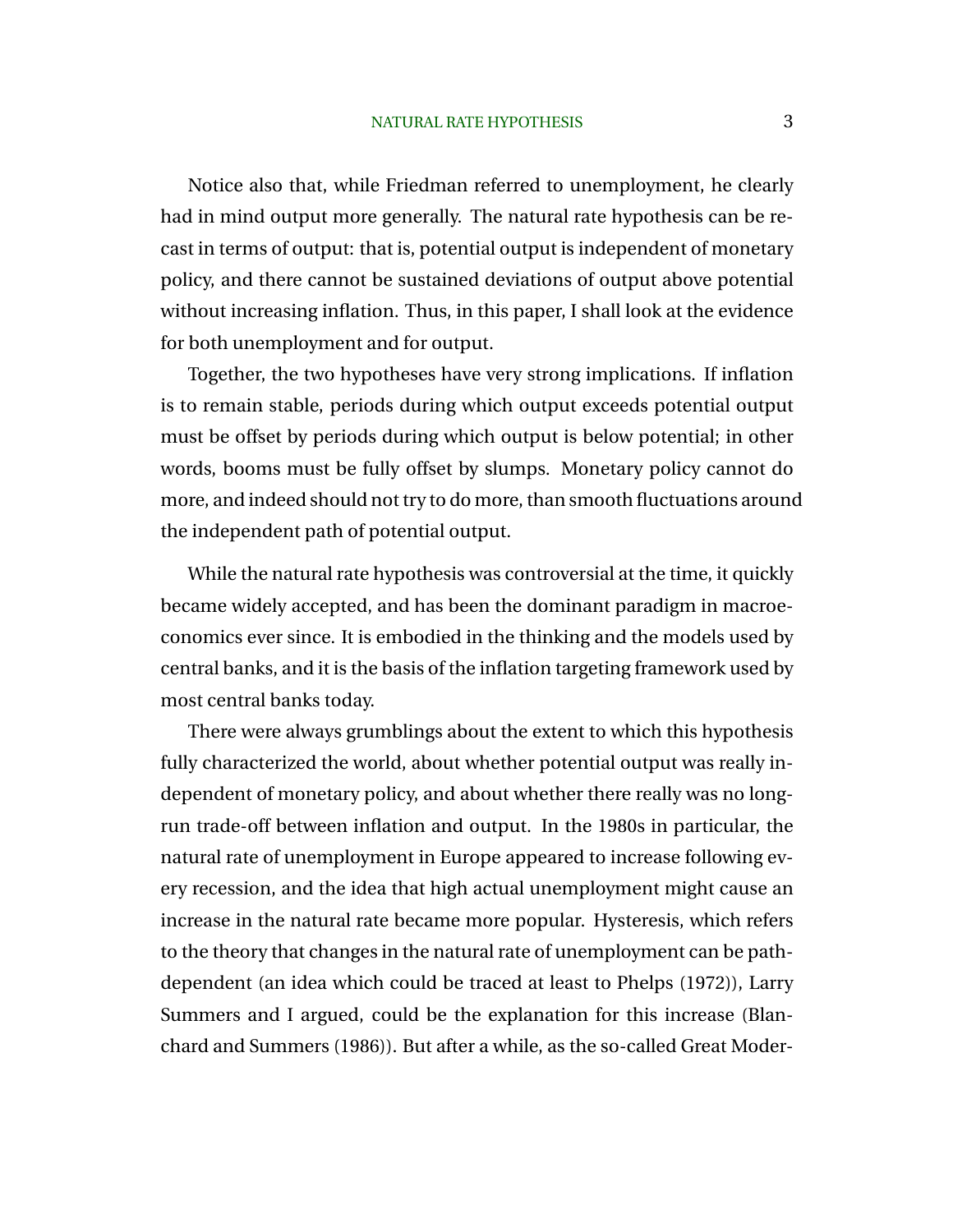Notice also that, while Friedman referred to unemployment, he clearly had in mind output more generally. The natural rate hypothesis can be recast in terms of output: that is, potential output is independent of monetary policy, and there cannot be sustained deviations of output above potential without increasing inflation. Thus, in this paper, I shall look at the evidence for both unemployment and for output.

Together, the two hypotheses have very strong implications. If inflation is to remain stable, periods during which output exceeds potential output must be offset by periods during which output is below potential; in other words, booms must be fully offset by slumps. Monetary policy cannot do more, and indeed should not try to do more, than smooth fluctuations around the independent path of potential output.

While the natural rate hypothesis was controversial at the time, it quickly became widely accepted, and has been the dominant paradigm in macroeconomics ever since. It is embodied in the thinking and the models used by central banks, and it is the basis of the inflation targeting framework used by most central banks today.

There were always grumblings about the extent to which this hypothesis fully characterized the world, about whether potential output was really independent of monetary policy, and about whether there really was no long-run trade-off between inflation and output. In the 1980s in particular, the natural rate of unemployment in Europe appeared to increase following every recession, and the idea that high actual unemployment might cause an increase in the natural rate became more popular. Hysteresis, which refers to the theory that changes in the natural rate of unemployment can be path-dependent (an idea which could be traced at least to Phelps (1972)), Larry Summers and I argued, could be the explanation for this increase (Blanchard and Summers (1986)). But after a while, as the so-called Great Moder-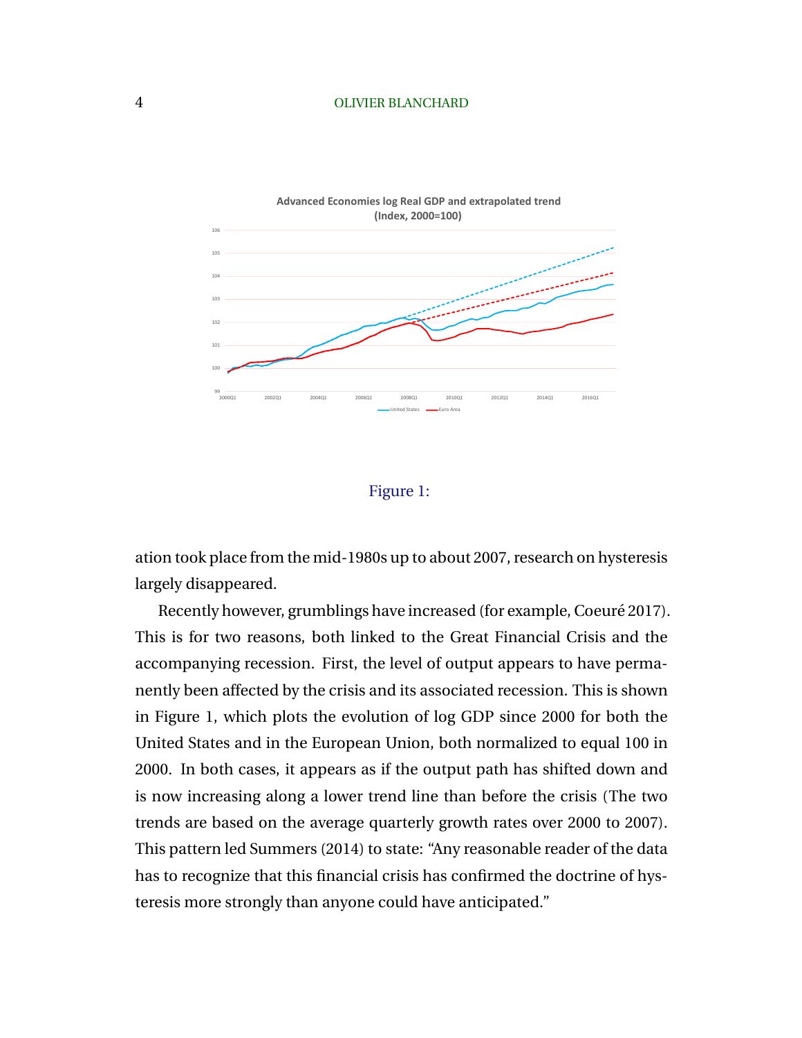Figure 1:

ation took place from the mid-1980s up to about 2007, research on hysteresis largely disappeared.

Recently however, grumblings have increased (for example, Coeuré 2017). This is for two reasons, both linked to the Great Financial Crisis and the accompanying recession. First, the level of output appears to have permanently been affected by the crisis and its associated recession. This is shown in Figure 1, which plots the evolution of log GDP since 2000 for both the United States and in the European Union, both normalized to equal 100 in 2000. In both cases, it appears as if the output path has shifted down and is now increasing along a lower trend line than before the crisis (The two trends are based on the average quarterly growth rates over 2000 to 2007). This pattern led Summers (2014) to state: "Any reasonable reader of the data has to recognize that this financial crisis has confirmed the doctrine of hysteresis more strongly than anyone could have anticipated."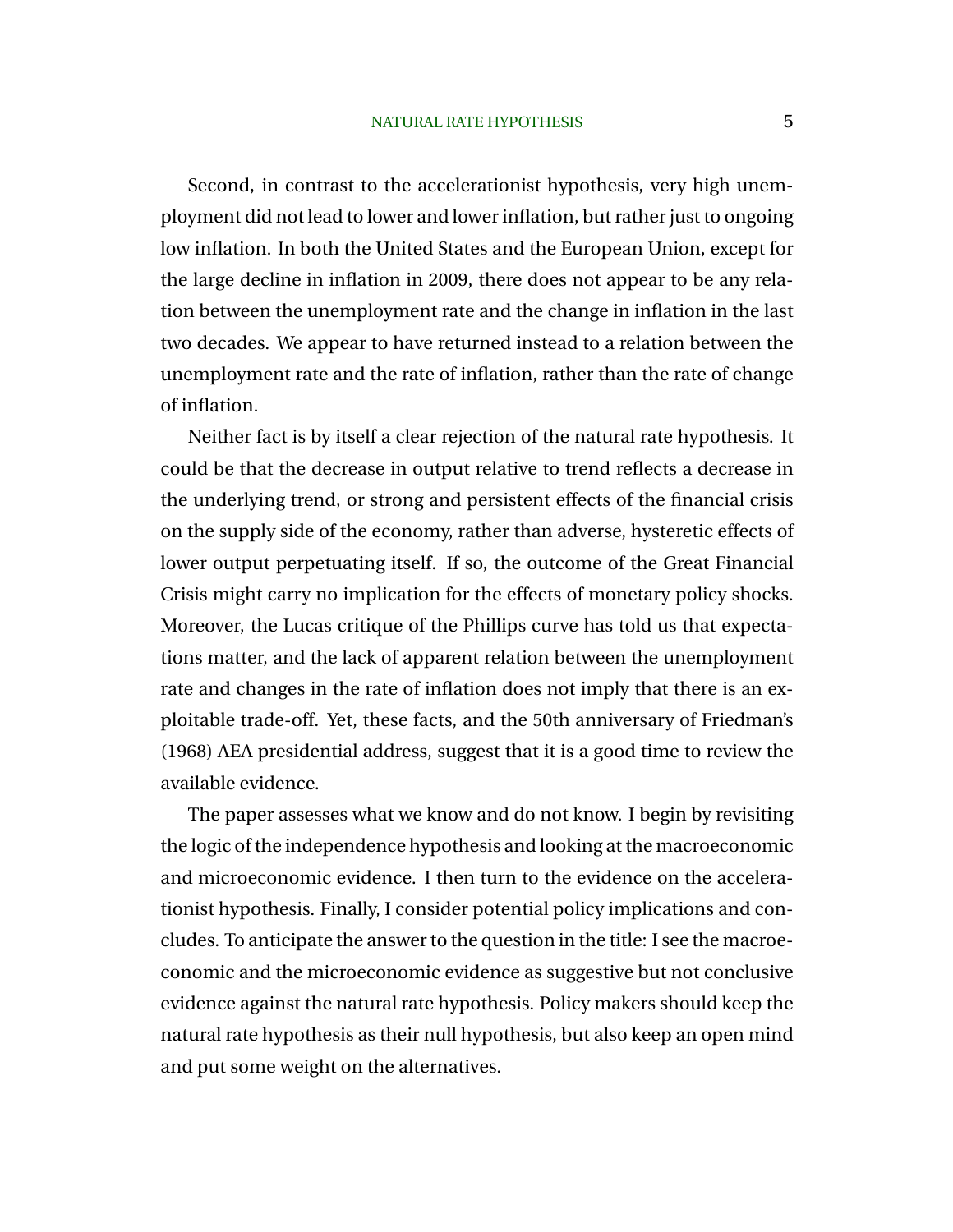Second, in contrast to the accelerationist hypothesis, very high unemployment did not lead to lower and lower inflation, but rather just to ongoing low inflation. In both the United States and the European Union, except for the large decline in inflation in 2009, there does not appear to be any relation between the unemployment rate and the change in inflation in the last two decades. We appear to have returned instead to a relation between the unemployment rate and the rate of inflation, rather than the rate of change of inflation.

Neither fact is by itself a clear rejection of the natural rate hypothesis. It could be that the decrease in output relative to trend reflects a decrease in the underlying trend, or strong and persistent effects of the financial crisis on the supply side of the economy, rather than adverse, hysteretic effects of lower output perpetuating itself. If so, the outcome of the Great Financial Crisis might carry no implication for the effects of monetary policy shocks. Moreover, the Lucas critique of the Phillips curve has told us that expectations matter, and the lack of apparent relation between the unemployment rate and changes in the rate of inflation does not imply that there is an exploitable trade-off. Yet, these facts, and the 50th anniversary of Friedman's (1968) AEA presidential address, suggest that it is a good time to review the available evidence.

The paper assesses what we know and do not know. I begin by revisiting the logic of the independence hypothesis and looking at the macroeconomic and microeconomic evidence. I then turn to the evidence on the accelerationist hypothesis. Finally, I consider potential policy implications and concludes. To anticipate the answer to the question in the title: I see the macroeconomic and the microeconomic evidence as suggestive but not conclusive evidence against the natural rate hypothesis. Policy makers should keep the natural rate hypothesis as their null hypothesis, but also keep an open mind and put some weight on the alternatives.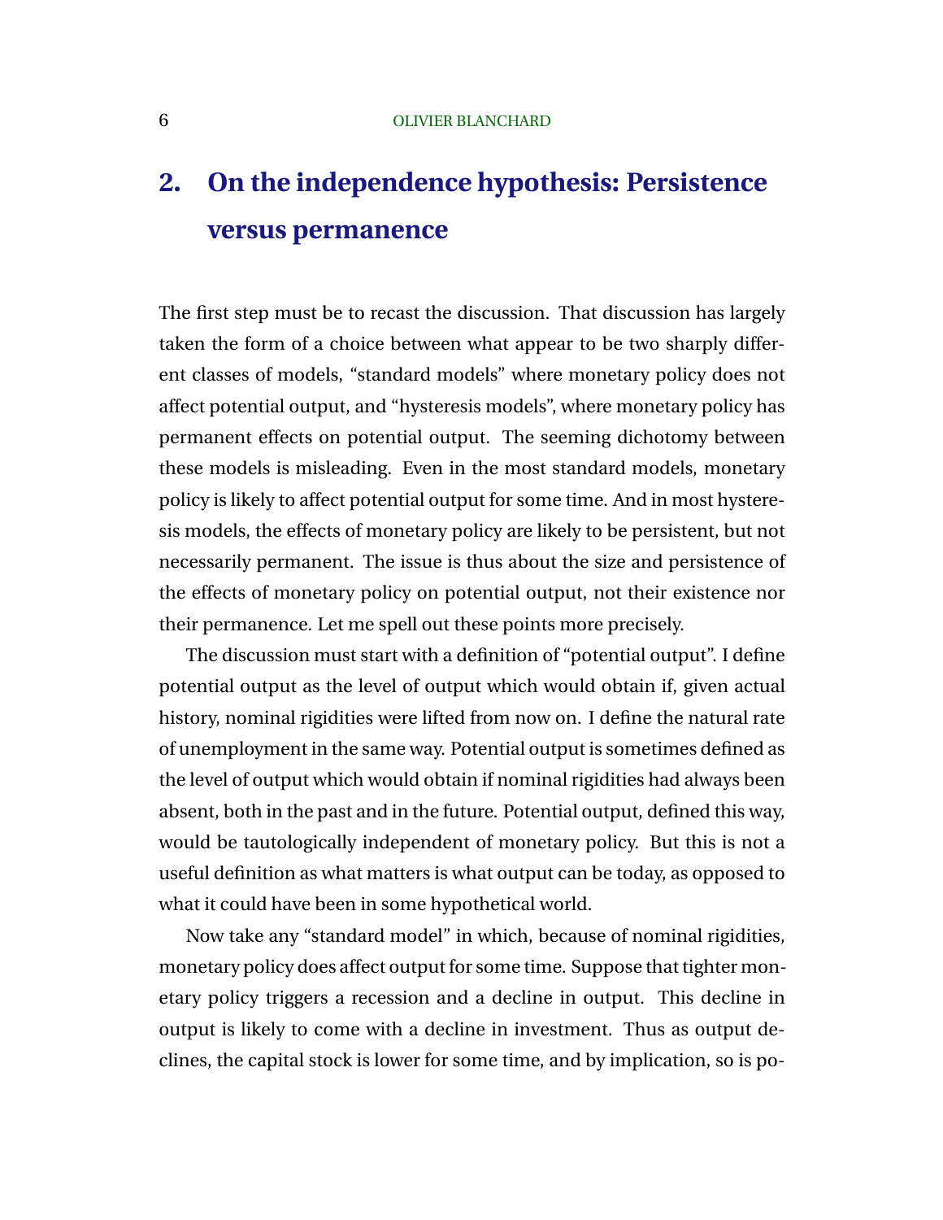## 2. On the independence hypothesis: Persistence versus permanence

The first step must be to recast the discussion. That discussion has largely taken the form of a choice between what appear to be two sharply different classes of models, "standard models" where monetary policy does not affect potential output, and "hysteresis models", where monetary policy has permanent effects on potential output. The seeming dichotomy between these models is misleading. Even in the most standard models, monetary policy is likely to affect potential output for some time. And in most hysteresis models, the effects of monetary policy are likely to be persistent, but not necessarily permanent. The issue is thus about the size and persistence of the effects of monetary policy on potential output, not their existence nor their permanence. Let me spell out these points more precisely.

The discussion must start with a definition of "potential output". I define potential output as the level of output which would obtain if, given actual history, nominal rigidities were lifted from now on. I define the natural rate of unemployment in the same way. Potential output is sometimes defined as the level of output which would obtain if nominal rigidities had always been absent, both in the past and in the future. Potential output, defined this way, would be tautologically independent of monetary policy. But this is not a useful definition as what matters is what output can be today, as opposed to what it could have been in some hypothetical world.

Now take any "standard model" in which, because of nominal rigidities, monetary policy does affect output for some time. Suppose that tighter monetary policy triggers a recession and a decline in output. This decline in output is likely to come with a decline in investment. Thus as output declines, the capital stock is lower for some time, and by implication, so is po-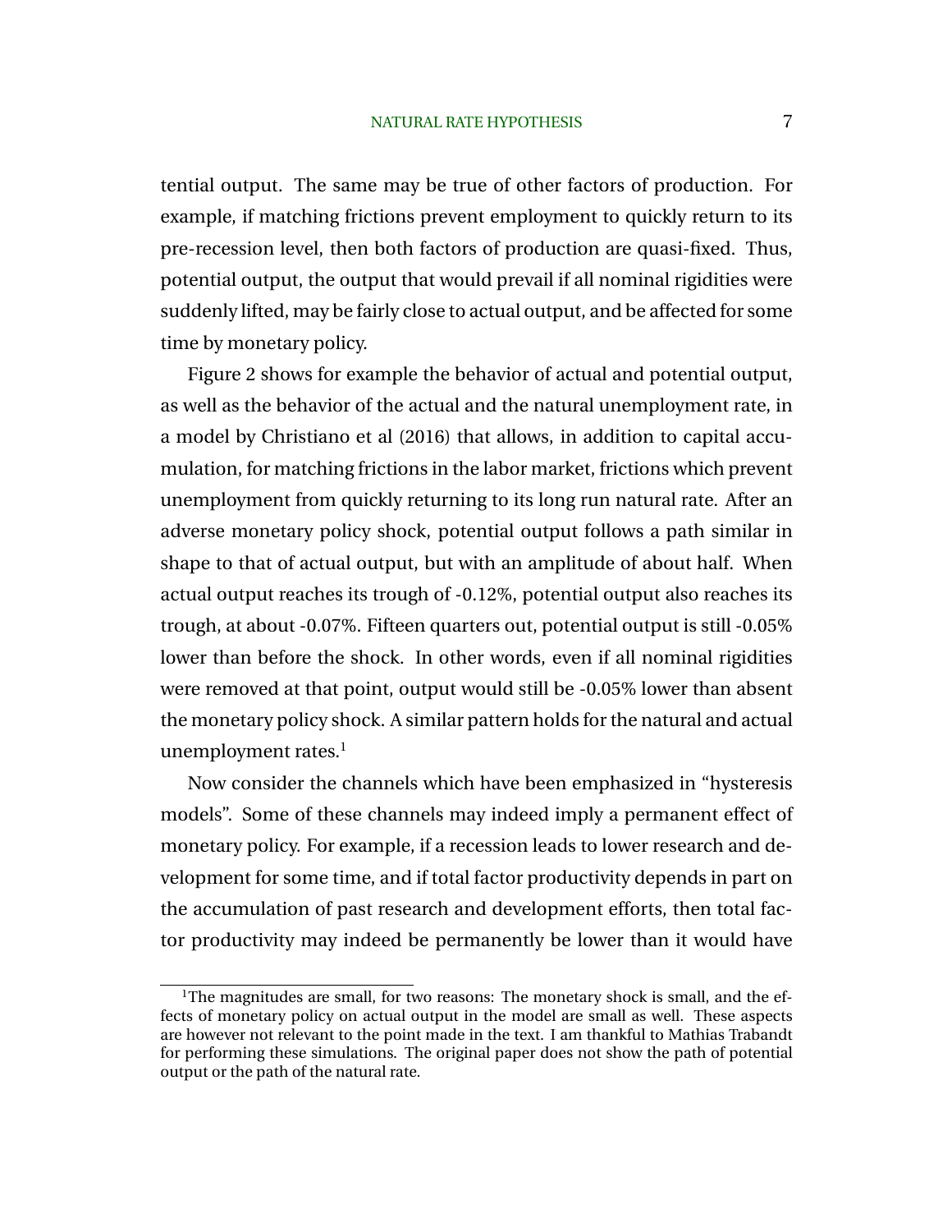tential output. The same may be true of other factors of production. For example, if matching frictions prevent employment to quickly return to its pre-recession level, then both factors of production are quasi-fixed. Thus, potential output, the output that would prevail if all nominal rigidities were suddenly lifted, may be fairly close to actual output, and be affected for some time by monetary policy.

Figure 2 shows for example the behavior of actual and potential output, as well as the behavior of the actual and the natural unemployment rate, in a model by Christiano et al (2016) that allows, in addition to capital accumulation, for matching frictions in the labor market, frictions which prevent unemployment from quickly returning to its long run natural rate. After an adverse monetary policy shock, potential output follows a path similar in shape to that of actual output, but with an amplitude of about half. When actual output reaches its trough of -0.12%, potential output also reaches its trough, at about -0.07%. Fifteen quarters out, potential output is still -0.05% lower than before the shock. In other words, even if all nominal rigidities were removed at that point, output would still be -0.05% lower than absent the monetary policy shock. A similar pattern holds for the natural and actual unemployment rates.[1]

Now consider the channels which have been emphasized in "hysteresis models". Some of these channels may indeed imply a permanent effect of monetary policy. For example, if a recession leads to lower research and development for some time, and if total factor productivity depends in part on the accumulation of past research and development efforts, then total factor productivity may indeed be permanently be lower than it would have

[1] The magnitudes are small, for two reasons: The monetary shock is small, and the effects of monetary policy on actual output in the model are small as well. These aspects are however not relevant to the point made in the text. I am thankful to Mathias Trabandt for performing these simulations. The original paper does not show the path of potential output or the path of the natural rate.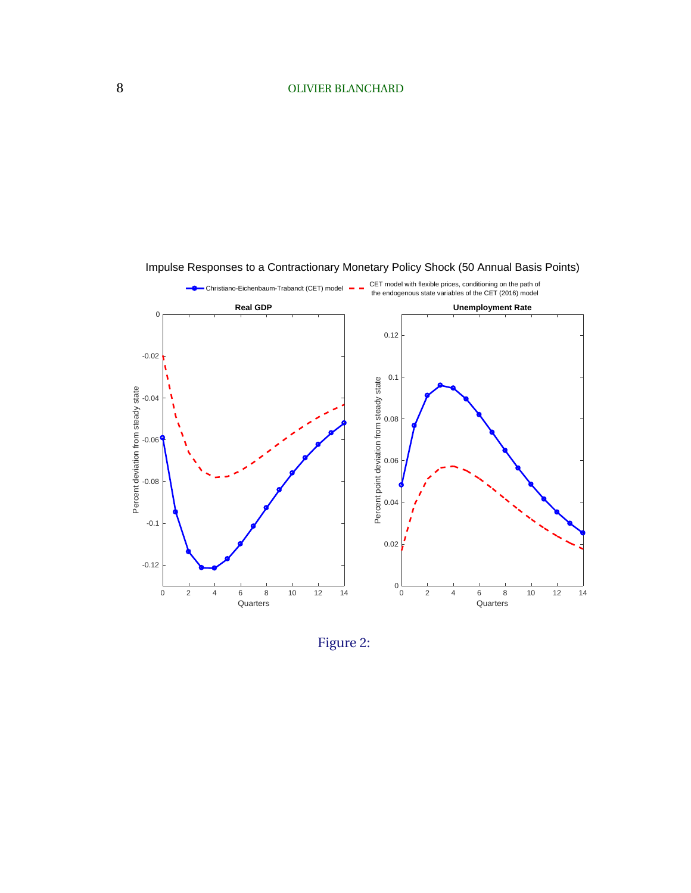Figure 2: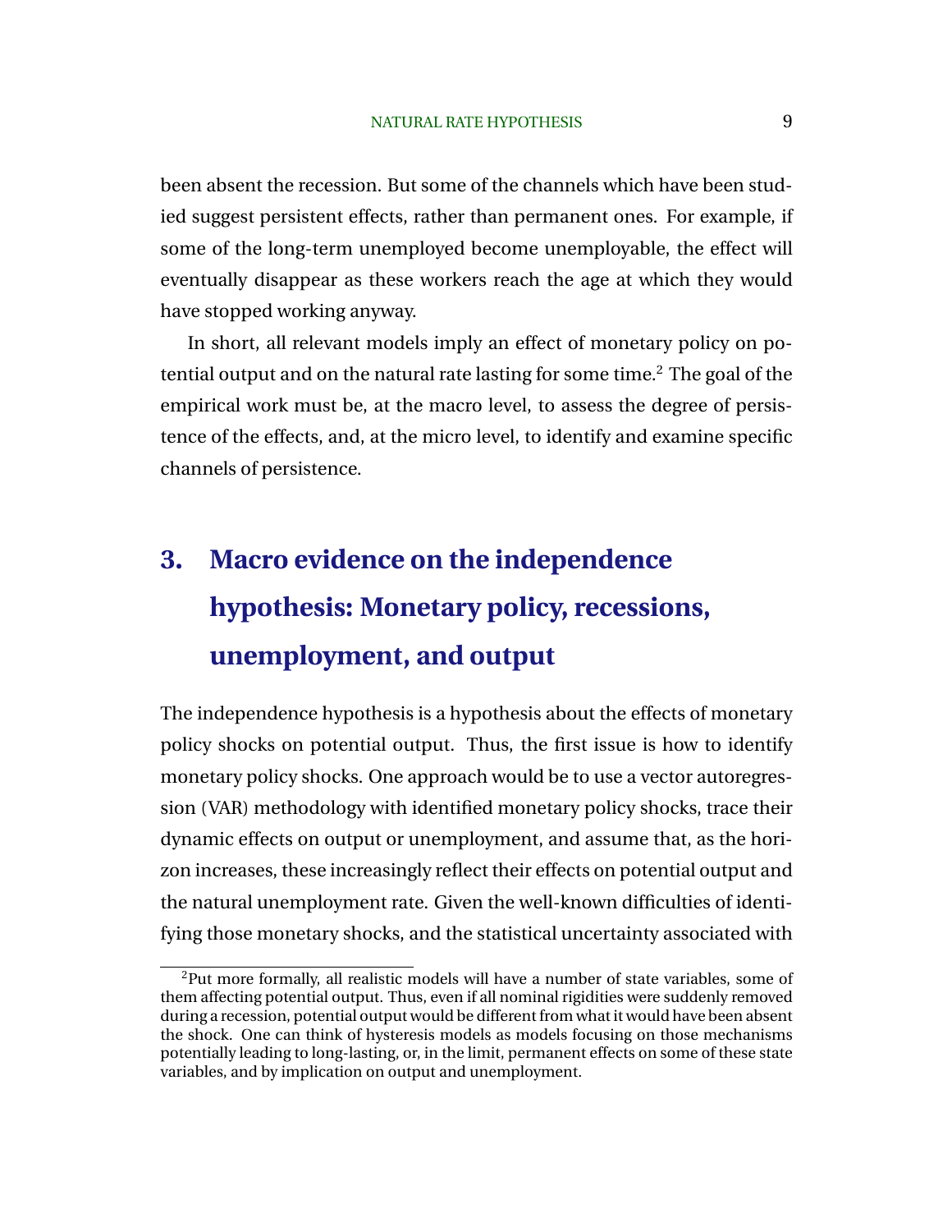been absent the recession. But some of the channels which have been studied suggest persistent effects, rather than permanent ones. For example, if some of the long-term unemployed become unemployable, the effect will eventually disappear as these workers reach the age at which they would have stopped working anyway.

In short, all relevant models imply an effect of monetary policy on potential output and on the natural rate lasting for some time.[2] The goal of the empirical work must be, at the macro level, to assess the degree of persistence of the effects, and, at the micro level, to identify and examine specific channels of persistence.

## 3. Macro evidence on the independence hypothesis: Monetary policy, recessions, unemployment, and output

The independence hypothesis is a hypothesis about the effects of monetary policy shocks on potential output. Thus, the first issue is how to identify monetary policy shocks. One approach would be to use a vector autoregression (VAR) methodology with identified monetary policy shocks, trace their dynamic effects on output or unemployment, and assume that, as the horizon increases, these increasingly reflect their effects on potential output and the natural unemployment rate. Given the well-known difficulties of identifying those monetary shocks, and the statistical uncertainty associated with

[2] Put more formally, all realistic models will have a number of state variables, some of them affecting potential output. Thus, even if all nominal rigidities were suddenly removed during a recession, potential output would be different from what it would have been absent the shock. One can think of hysteresis models as models focusing on those mechanisms potentially leading to long-lasting, or, in the limit, permanent effects on some of these state variables, and by implication on output and unemployment.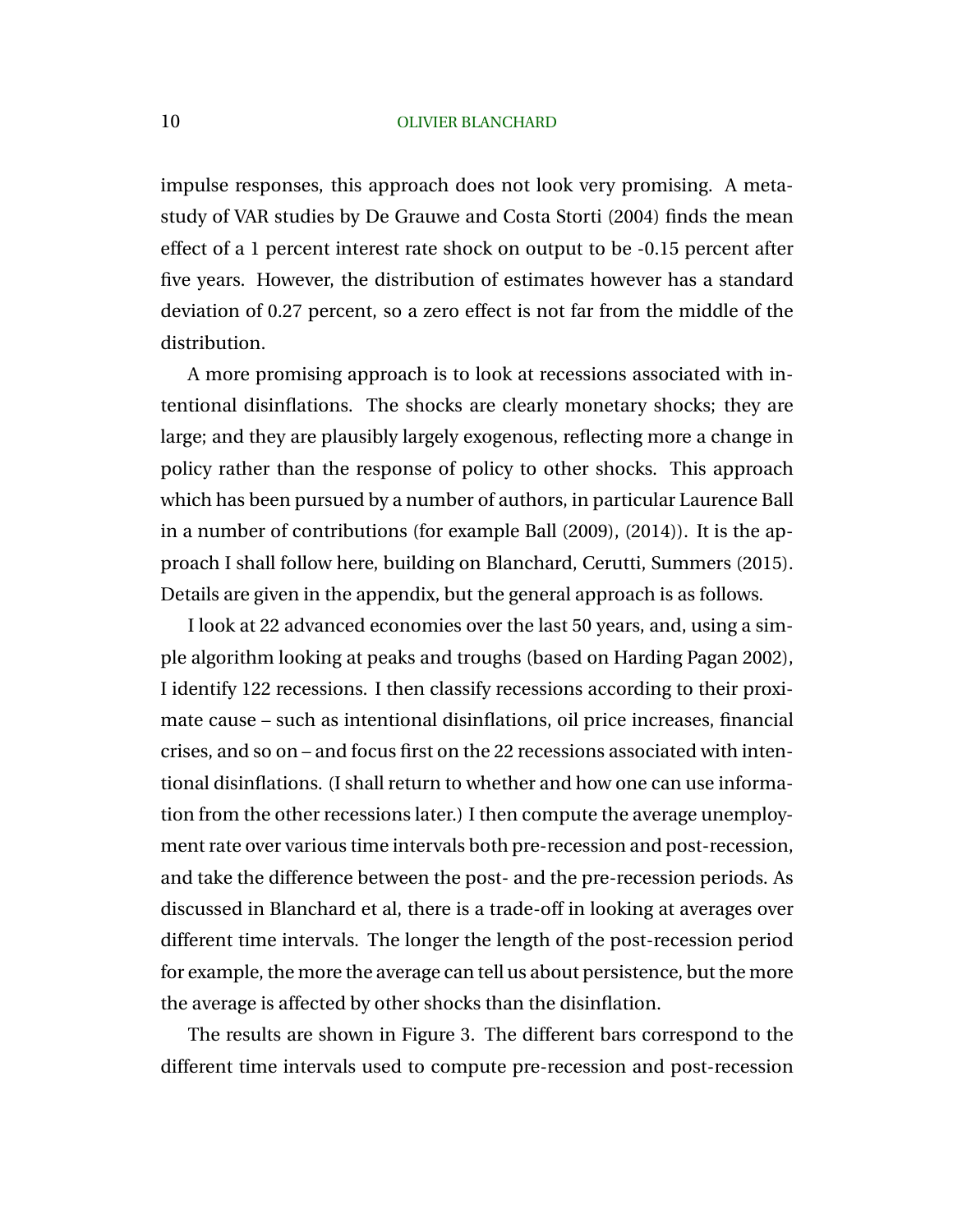impulse responses, this approach does not look very promising. A meta-study of VAR studies by De Grauwe and Costa Storti (2004) finds the mean effect of a 1 percent interest rate shock on output to be -0.15 percent after five years. However, the distribution of estimates however has a standard deviation of 0.27 percent, so a zero effect is not far from the middle of the distribution.

A more promising approach is to look at recessions associated with intentional disinflations. The shocks are clearly monetary shocks; they are large; and they are plausibly largely exogenous, reflecting more a change in policy rather than the response of policy to other shocks. This approach which has been pursued by a number of authors, in particular Laurence Ball in a number of contributions (for example Ball (2009), (2014)). It is the approach I shall follow here, building on Blanchard, Cerutti, Summers (2015). Details are given in the appendix, but the general approach is as follows.

I look at 22 advanced economies over the last 50 years, and, using a simple algorithm looking at peaks and troughs (based on Harding Pagan 2002), I identify 122 recessions. I then classify recessions according to their proximate cause – such as intentional disinflations, oil price increases, financial crises, and so on – and focus first on the 22 recessions associated with intentional disinflations. (I shall return to whether and how one can use information from the other recessions later.) I then compute the average unemployment rate over various time intervals both pre-recession and post-recession, and take the difference between the post- and the pre-recession periods. As discussed in Blanchard et al, there is a trade-off in looking at averages over different time intervals. The longer the length of the post-recession period for example, the more the average can tell us about persistence, but the more the average is affected by other shocks than the disinflation.

The results are shown in Figure 3. The different bars correspond to the different time intervals used to compute pre-recession and post-recession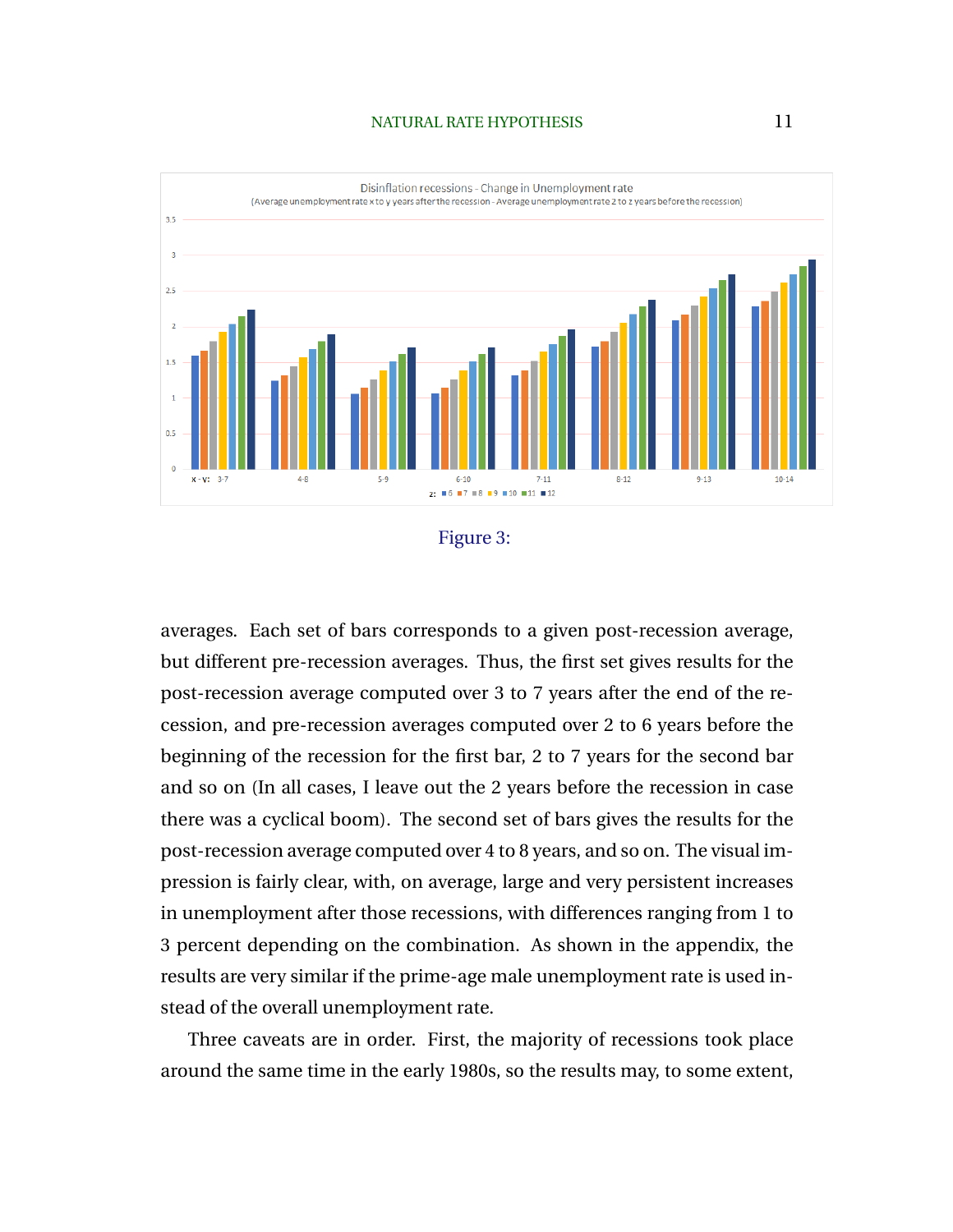Figure 3:

averages. Each set of bars corresponds to a given post-recession average, but different pre-recession averages. Thus, the first set gives results for the post-recession average computed over 3 to 7 years after the end of the recession, and pre-recession averages computed over 2 to 6 years before the beginning of the recession for the first bar, 2 to 7 years for the second bar and so on (In all cases, I leave out the 2 years before the recession in case there was a cyclical boom). The second set of bars gives the results for the post-recession average computed over 4 to 8 years, and so on. The visual impression is fairly clear, with, on average, large and very persistent increases in unemployment after those recessions, with differences ranging from 1 to 3 percent depending on the combination. As shown in the appendix, the results are very similar if the prime-age male unemployment rate is used instead of the overall unemployment rate.

Three caveats are in order. First, the majority of recessions took place around the same time in the early 1980s, so the results may, to some extent,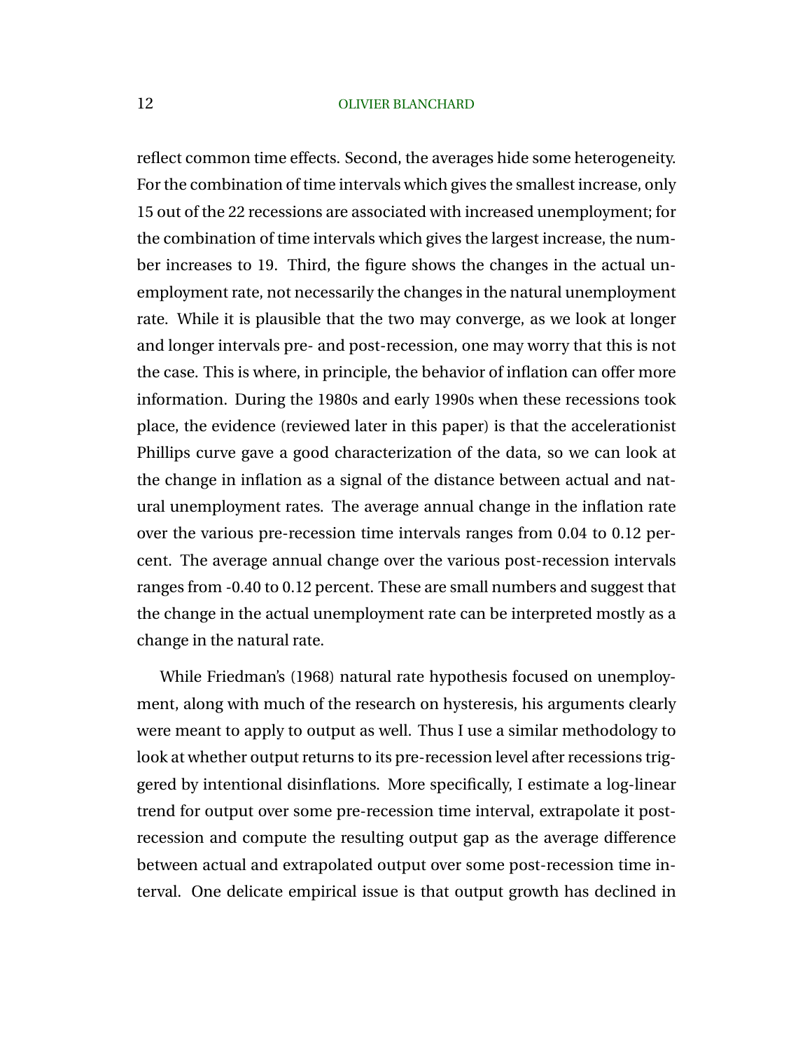reflect common time effects. Second, the averages hide some heterogeneity. For the combination of time intervals which gives the smallest increase, only 15 out of the 22 recessions are associated with increased unemployment; for the combination of time intervals which gives the largest increase, the number increases to 19. Third, the figure shows the changes in the actual unemployment rate, not necessarily the changes in the natural unemployment rate. While it is plausible that the two may converge, as we look at longer and longer intervals pre- and post-recession, one may worry that this is not the case. This is where, in principle, the behavior of inflation can offer more information. During the 1980s and early 1990s when these recessions took place, the evidence (reviewed later in this paper) is that the accelerationist Phillips curve gave a good characterization of the data, so we can look at the change in inflation as a signal of the distance between actual and natural unemployment rates. The average annual change in the inflation rate over the various pre-recession time intervals ranges from 0.04 to 0.12 percent. The average annual change over the various post-recession intervals ranges from -0.40 to 0.12 percent. These are small numbers and suggest that the change in the actual unemployment rate can be interpreted mostly as a change in the natural rate.

While Friedman's (1968) natural rate hypothesis focused on unemployment, along with much of the research on hysteresis, his arguments clearly were meant to apply to output as well. Thus I use a similar methodology to look at whether output returns to its pre-recession level after recessions triggered by intentional disinflations. More specifically, I estimate a log-linear trend for output over some pre-recession time interval, extrapolate it post-recession and compute the resulting output gap as the average difference between actual and extrapolated output over some post-recession time interval. One delicate empirical issue is that output growth has declined in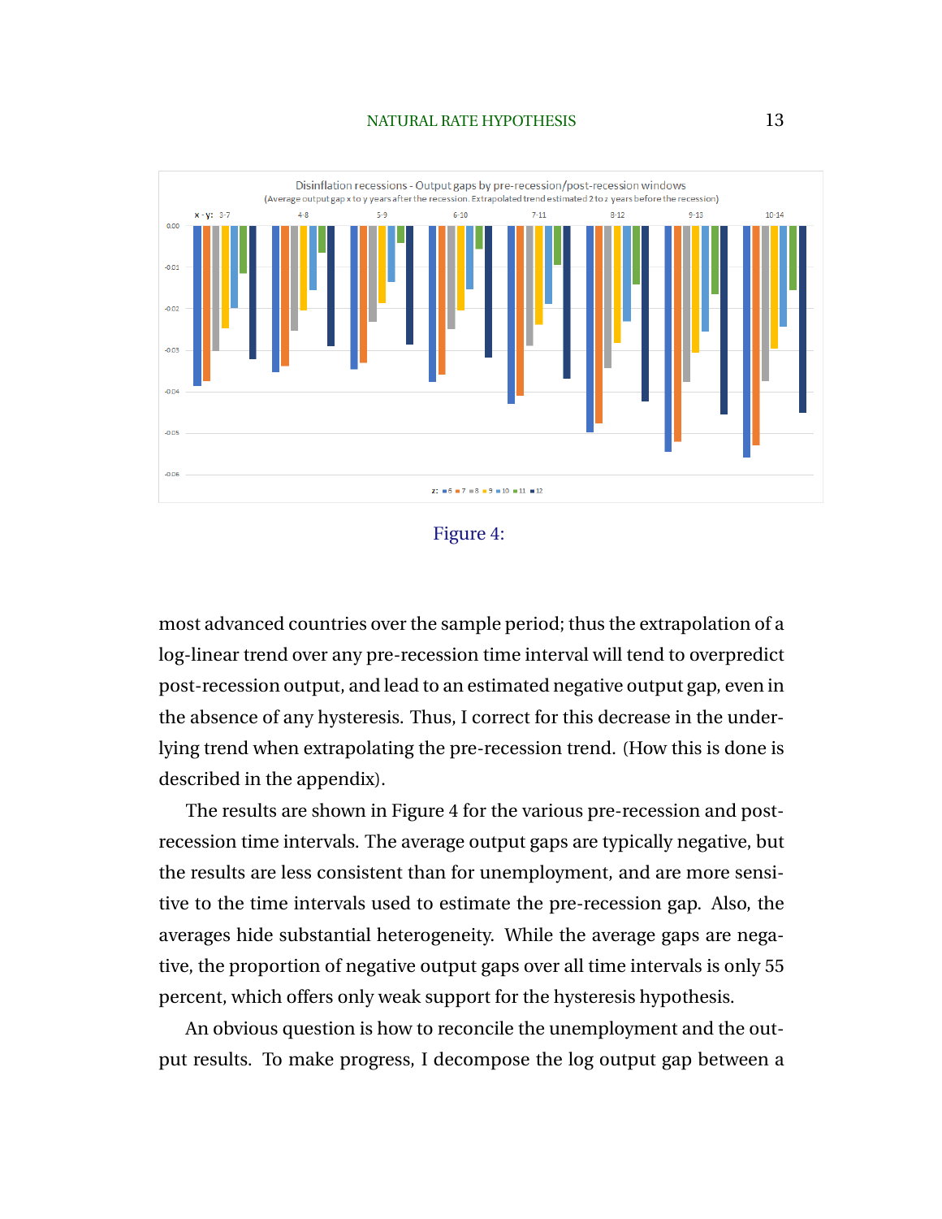Figure 4:

most advanced countries over the sample period; thus the extrapolation of a log-linear trend over any pre-recession time interval will tend to overpredict post-recession output, and lead to an estimated negative output gap, even in the absence of any hysteresis. Thus, I correct for this decrease in the underlying trend when extrapolating the pre-recession trend. (How this is done is described in the appendix).

The results are shown in Figure 4 for the various pre-recession and post-recession time intervals. The average output gaps are typically negative, but the results are less consistent than for unemployment, and are more sensitive to the time intervals used to estimate the pre-recession gap. Also, the averages hide substantial heterogeneity. While the average gaps are negative, the proportion of negative output gaps over all time intervals is only 55 percent, which offers only weak support for the hysteresis hypothesis.

An obvious question is how to reconcile the unemployment and the output results. To make progress, I decompose the log output gap between a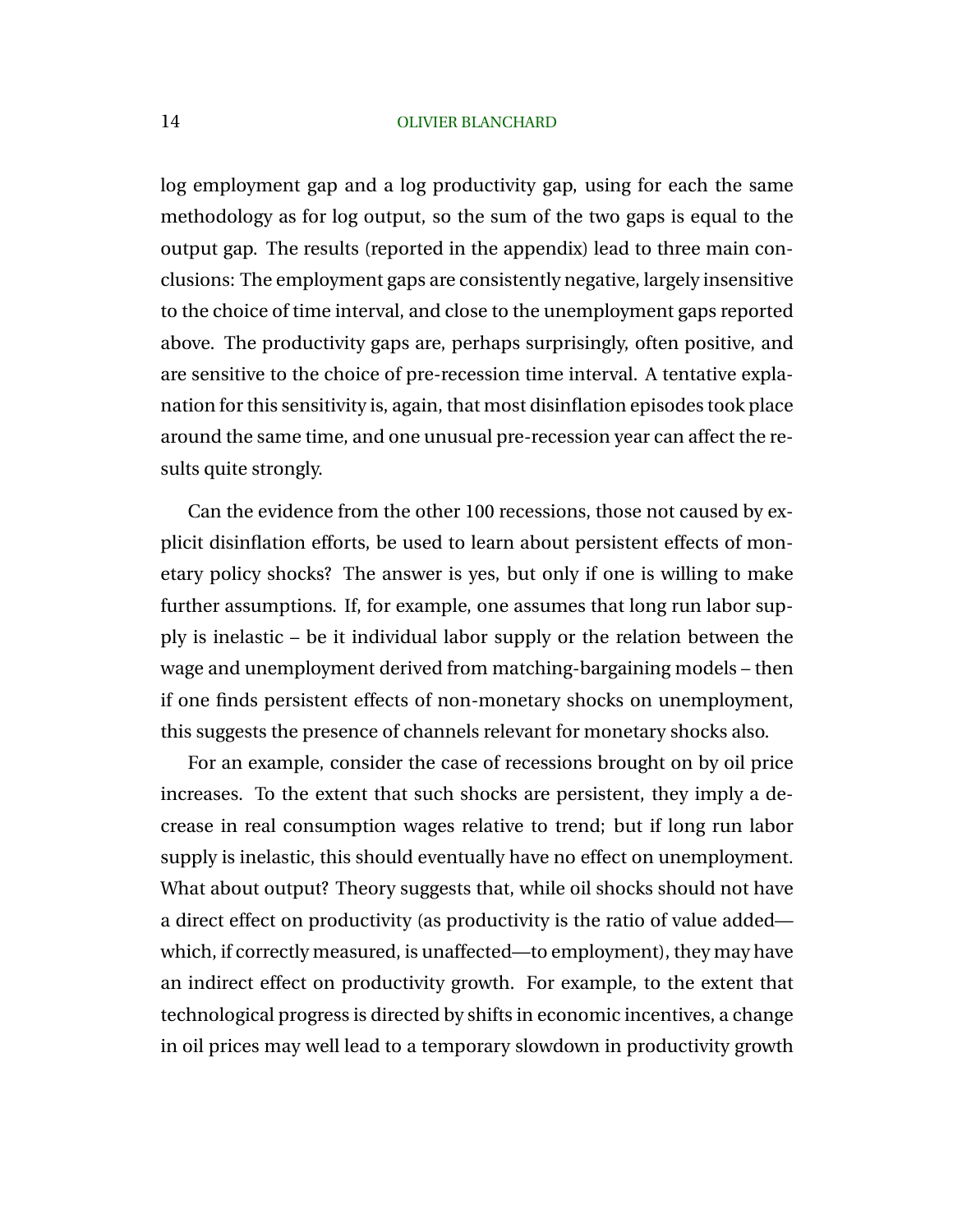log employment gap and a log productivity gap, using for each the same methodology as for log output, so the sum of the two gaps is equal to the output gap. The results (reported in the appendix) lead to three main conclusions: The employment gaps are consistently negative, largely insensitive to the choice of time interval, and close to the unemployment gaps reported above. The productivity gaps are, perhaps surprisingly, often positive, and are sensitive to the choice of pre-recession time interval. A tentative explanation for this sensitivity is, again, that most disinflation episodes took place around the same time, and one unusual pre-recession year can affect the results quite strongly.

Can the evidence from the other 100 recessions, those not caused by explicit disinflation efforts, be used to learn about persistent effects of monetary policy shocks? The answer is yes, but only if one is willing to make further assumptions. If, for example, one assumes that long run labor supply is inelastic – be it individual labor supply or the relation between the wage and unemployment derived from matching-bargaining models – then if one finds persistent effects of non-monetary shocks on unemployment, this suggests the presence of channels relevant for monetary shocks also.

For an example, consider the case of recessions brought on by oil price increases. To the extent that such shocks are persistent, they imply a decrease in real consumption wages relative to trend; but if long run labor supply is inelastic, this should eventually have no effect on unemployment. What about output? Theory suggests that, while oil shocks should not have a direct effect on productivity (as productivity is the ratio of value added—which, if correctly measured, is unaffected—to employment), they may have an indirect effect on productivity growth. For example, to the extent that technological progress is directed by shifts in economic incentives, a change in oil prices may well lead to a temporary slowdown in productivity growth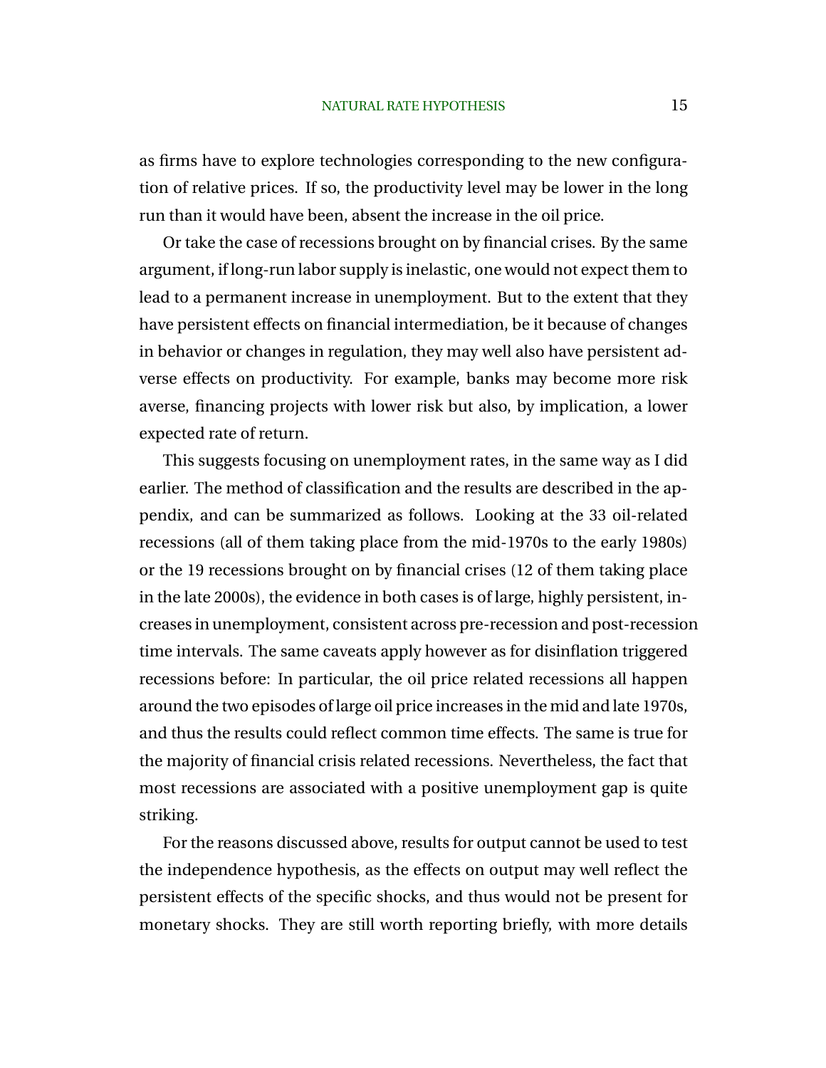as firms have to explore technologies corresponding to the new configuration of relative prices. If so, the productivity level may be lower in the long run than it would have been, absent the increase in the oil price.

Or take the case of recessions brought on by financial crises. By the same argument, if long-run labor supply is inelastic, one would not expect them to lead to a permanent increase in unemployment. But to the extent that they have persistent effects on financial intermediation, be it because of changes in behavior or changes in regulation, they may well also have persistent adverse effects on productivity. For example, banks may become more risk averse, financing projects with lower risk but also, by implication, a lower expected rate of return.

This suggests focusing on unemployment rates, in the same way as I did earlier. The method of classification and the results are described in the appendix, and can be summarized as follows. Looking at the 33 oil-related recessions (all of them taking place from the mid-1970s to the early 1980s) or the 19 recessions brought on by financial crises (12 of them taking place in the late 2000s), the evidence in both cases is of large, highly persistent, increases in unemployment, consistent across pre-recession and post-recession time intervals. The same caveats apply however as for disinflation triggered recessions before: In particular, the oil price related recessions all happen around the two episodes of large oil price increases in the mid and late 1970s, and thus the results could reflect common time effects. The same is true for the majority of financial crisis related recessions. Nevertheless, the fact that most recessions are associated with a positive unemployment gap is quite striking.

For the reasons discussed above, results for output cannot be used to test the independence hypothesis, as the effects on output may well reflect the persistent effects of the specific shocks, and thus would not be present for monetary shocks. They are still worth reporting briefly, with more details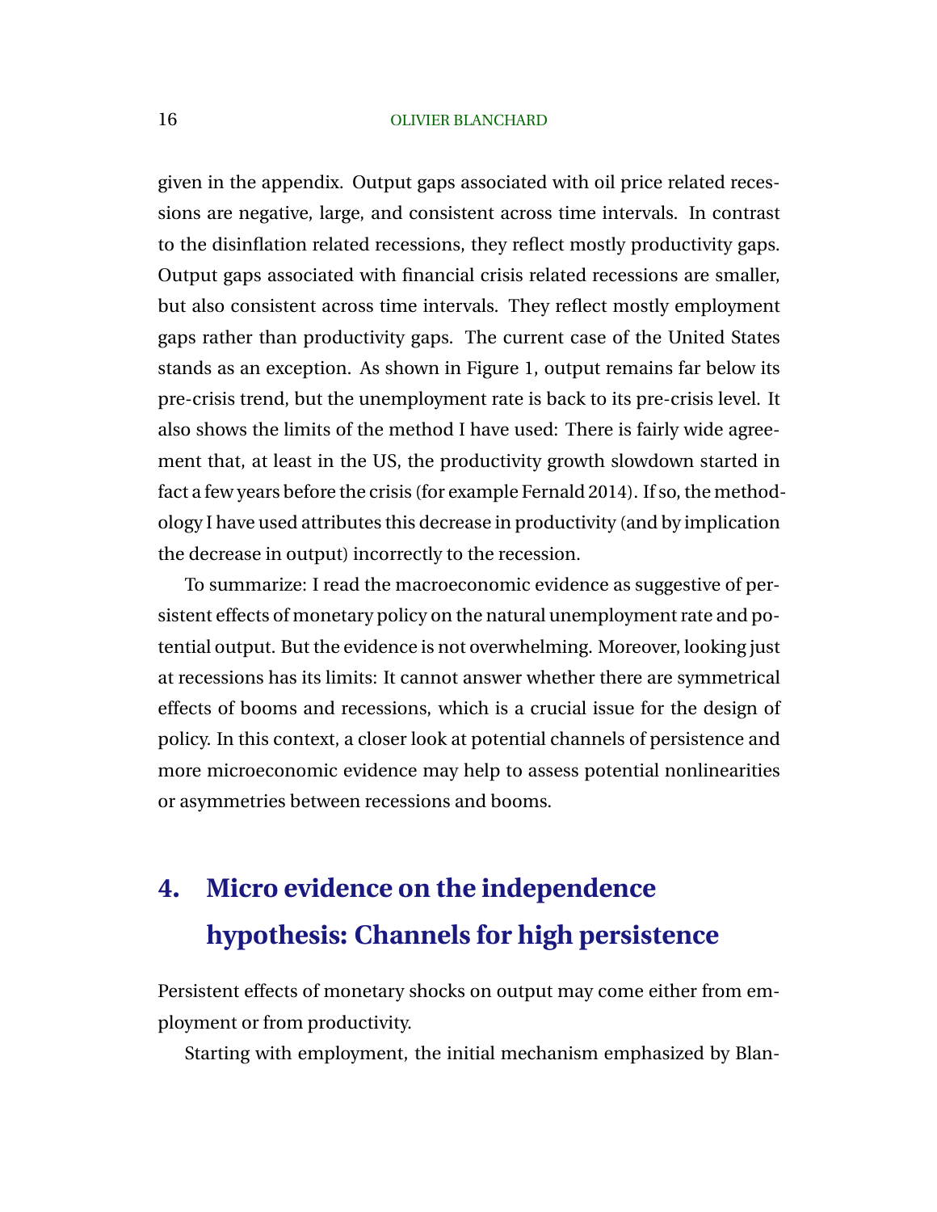given in the appendix. Output gaps associated with oil price related recessions are negative, large, and consistent across time intervals. In contrast to the disinflation related recessions, they reflect mostly productivity gaps. Output gaps associated with financial crisis related recessions are smaller, but also consistent across time intervals. They reflect mostly employment gaps rather than productivity gaps. The current case of the United States stands as an exception. As shown in Figure 1, output remains far below its pre-crisis trend, but the unemployment rate is back to its pre-crisis level. It also shows the limits of the method I have used: There is fairly wide agreement that, at least in the US, the productivity growth slowdown started in fact a few years before the crisis (for example Fernald 2014). If so, the methodology I have used attributes this decrease in productivity (and by implication the decrease in output) incorrectly to the recession.

To summarize: I read the macroeconomic evidence as suggestive of persistent effects of monetary policy on the natural unemployment rate and potential output. But the evidence is not overwhelming. Moreover, looking just at recessions has its limits: It cannot answer whether there are symmetrical effects of booms and recessions, which is a crucial issue for the design of policy. In this context, a closer look at potential channels of persistence and more microeconomic evidence may help to assess potential nonlinearities or asymmetries between recessions and booms.

## 4. Micro evidence on the independence hypothesis: Channels for high persistence

Persistent effects of monetary shocks on output may come either from employment or from productivity.

Starting with employment, the initial mechanism emphasized by Blan-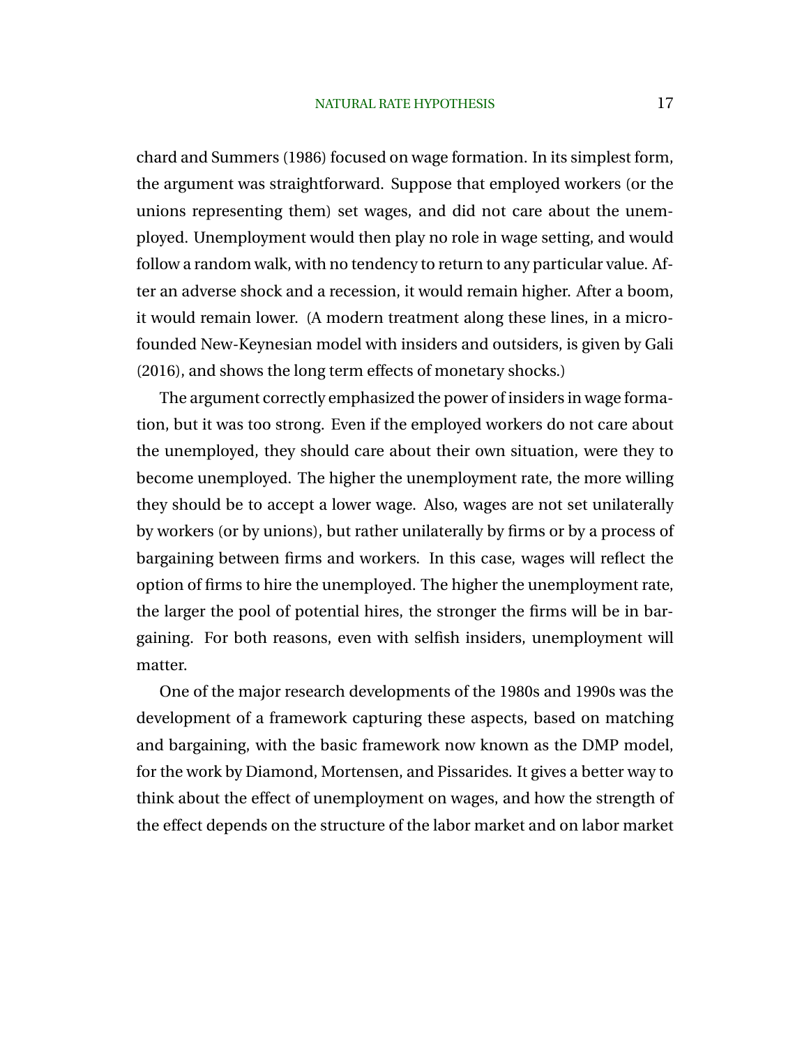chard and Summers (1986) focused on wage formation. In its simplest form, the argument was straightforward. Suppose that employed workers (or the unions representing them) set wages, and did not care about the unemployed. Unemployment would then play no role in wage setting, and would follow a random walk, with no tendency to return to any particular value. After an adverse shock and a recession, it would remain higher. After a boom, it would remain lower. (A modern treatment along these lines, in a microfounded New-Keynesian model with insiders and outsiders, is given by Gali (2016), and shows the long term effects of monetary shocks.)

The argument correctly emphasized the power of insiders in wage formation, but it was too strong. Even if the employed workers do not care about the unemployed, they should care about their own situation, were they to become unemployed. The higher the unemployment rate, the more willing they should be to accept a lower wage. Also, wages are not set unilaterally by workers (or by unions), but rather unilaterally by firms or by a process of bargaining between firms and workers. In this case, wages will reflect the option of firms to hire the unemployed. The higher the unemployment rate, the larger the pool of potential hires, the stronger the firms will be in bargaining. For both reasons, even with selfish insiders, unemployment will matter.

One of the major research developments of the 1980s and 1990s was the development of a framework capturing these aspects, based on matching and bargaining, with the basic framework now known as the DMP model, for the work by Diamond, Mortensen, and Pissarides. It gives a better way to think about the effect of unemployment on wages, and how the strength of the effect depends on the structure of the labor market and on labor market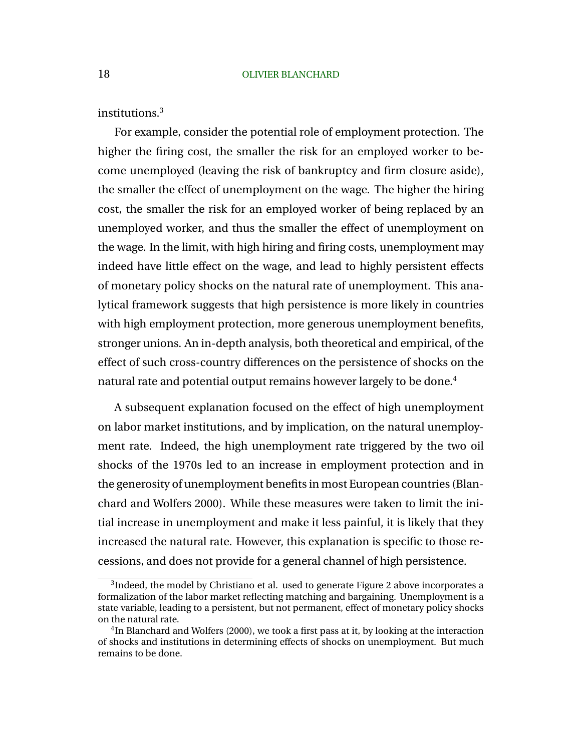institutions.[3]

For example, consider the potential role of employment protection. The higher the firing cost, the smaller the risk for an employed worker to become unemployed (leaving the risk of bankruptcy and firm closure aside), the smaller the effect of unemployment on the wage. The higher the hiring cost, the smaller the risk for an employed worker of being replaced by an unemployed worker, and thus the smaller the effect of unemployment on the wage. In the limit, with high hiring and firing costs, unemployment may indeed have little effect on the wage, and lead to highly persistent effects of monetary policy shocks on the natural rate of unemployment. This analytical framework suggests that high persistence is more likely in countries with high employment protection, more generous unemployment benefits, stronger unions. An in-depth analysis, both theoretical and empirical, of the effect of such cross-country differences on the persistence of shocks on the natural rate and potential output remains however largely to be done.[4]

A subsequent explanation focused on the effect of high unemployment on labor market institutions, and by implication, on the natural unemployment rate. Indeed, the high unemployment rate triggered by the two oil shocks of the 1970s led to an increase in employment protection and in the generosity of unemployment benefits in most European countries (Blanchard and Wolfers 2000). While these measures were taken to limit the initial increase in unemployment and make it less painful, it is likely that they increased the natural rate. However, this explanation is specific to those recessions, and does not provide for a general channel of high persistence.

[3] Indeed, the model by Christiano et al. used to generate Figure 2 above incorporates a formalization of the labor market reflecting matching and bargaining. Unemployment is a state variable, leading to a persistent, but not permanent, effect of monetary policy shocks on the natural rate.

[4] In Blanchard and Wolfers (2000), we took a first pass at it, by looking at the interaction of shocks and institutions in determining effects of shocks on unemployment. But much remains to be done.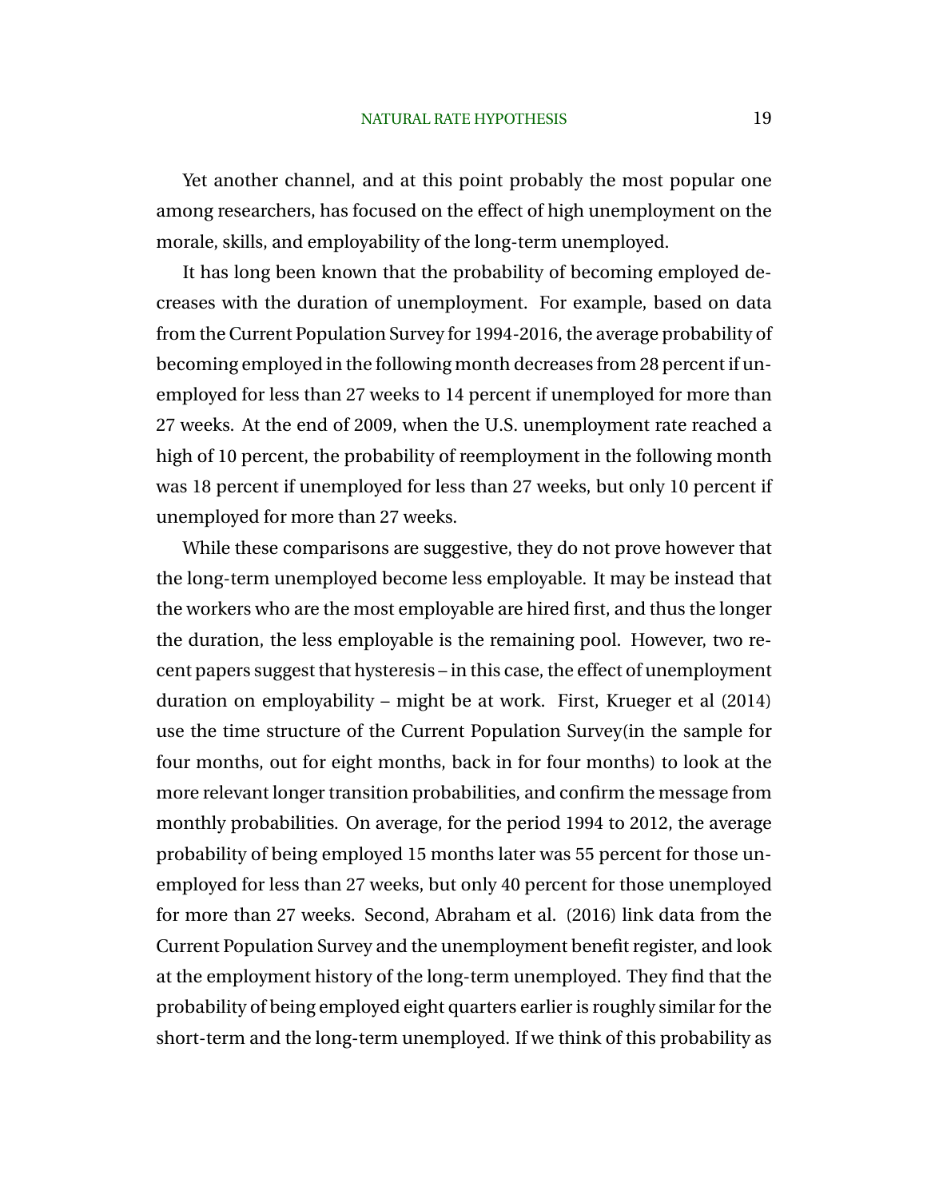Yet another channel, and at this point probably the most popular one among researchers, has focused on the effect of high unemployment on the morale, skills, and employability of the long-term unemployed.

It has long been known that the probability of becoming employed decreases with the duration of unemployment. For example, based on data from the Current Population Survey for 1994-2016, the average probability of becoming employed in the following month decreases from 28 percent if unemployed for less than 27 weeks to 14 percent if unemployed for more than 27 weeks. At the end of 2009, when the U.S. unemployment rate reached a high of 10 percent, the probability of reemployment in the following month was 18 percent if unemployed for less than 27 weeks, but only 10 percent if unemployed for more than 27 weeks.

While these comparisons are suggestive, they do not prove however that the long-term unemployed become less employable. It may be instead that the workers who are the most employable are hired first, and thus the longer the duration, the less employable is the remaining pool. However, two recent papers suggest that hysteresis – in this case, the effect of unemployment duration on employability – might be at work. First, Krueger et al (2014) use the time structure of the Current Population Survey(in the sample for four months, out for eight months, back in for four months) to look at the more relevant longer transition probabilities, and confirm the message from monthly probabilities. On average, for the period 1994 to 2012, the average probability of being employed 15 months later was 55 percent for those unemployed for less than 27 weeks, but only 40 percent for those unemployed for more than 27 weeks. Second, Abraham et al. (2016) link data from the Current Population Survey and the unemployment benefit register, and look at the employment history of the long-term unemployed. They find that the probability of being employed eight quarters earlier is roughly similar for the short-term and the long-term unemployed. If we think of this probability as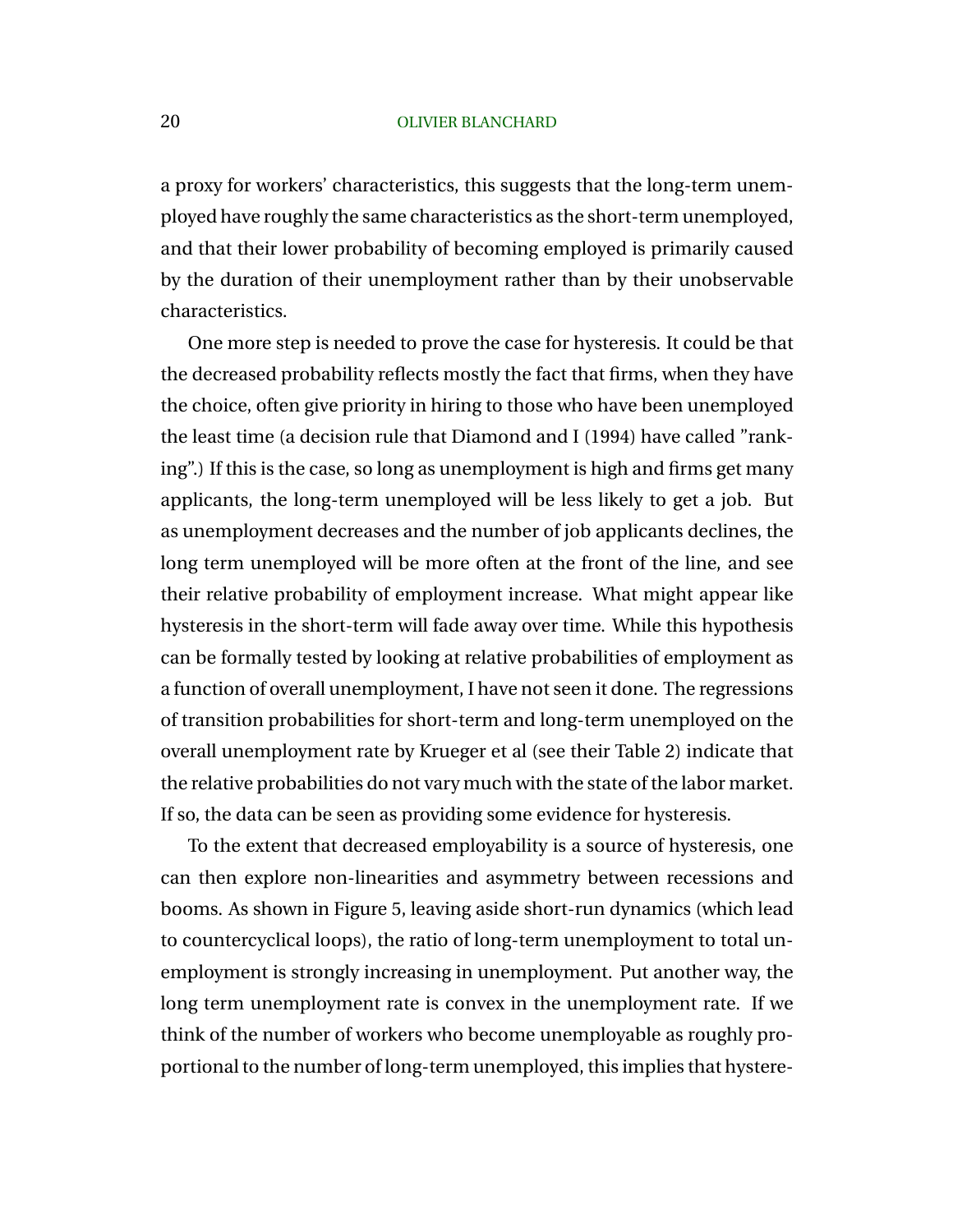a proxy for workers' characteristics, this suggests that the long-term unemployed have roughly the same characteristics as the short-term unemployed, and that their lower probability of becoming employed is primarily caused by the duration of their unemployment rather than by their unobservable characteristics.

One more step is needed to prove the case for hysteresis. It could be that the decreased probability reflects mostly the fact that firms, when they have the choice, often give priority in hiring to those who have been unemployed the least time (a decision rule that Diamond and I (1994) have called "ranking".) If this is the case, so long as unemployment is high and firms get many applicants, the long-term unemployed will be less likely to get a job. But as unemployment decreases and the number of job applicants declines, the long term unemployed will be more often at the front of the line, and see their relative probability of employment increase. What might appear like hysteresis in the short-term will fade away over time. While this hypothesis can be formally tested by looking at relative probabilities of employment as a function of overall unemployment, I have not seen it done. The regressions of transition probabilities for short-term and long-term unemployed on the overall unemployment rate by Krueger et al (see their Table 2) indicate that the relative probabilities do not vary much with the state of the labor market. If so, the data can be seen as providing some evidence for hysteresis.

To the extent that decreased employability is a source of hysteresis, one can then explore non-linearities and asymmetry between recessions and booms. As shown in Figure 5, leaving aside short-run dynamics (which lead to countercyclical loops), the ratio of long-term unemployment to total unemployment is strongly increasing in unemployment. Put another way, the long term unemployment rate is convex in the unemployment rate. If we think of the number of workers who become unemployable as roughly proportional to the number of long-term unemployed, this implies that hystere-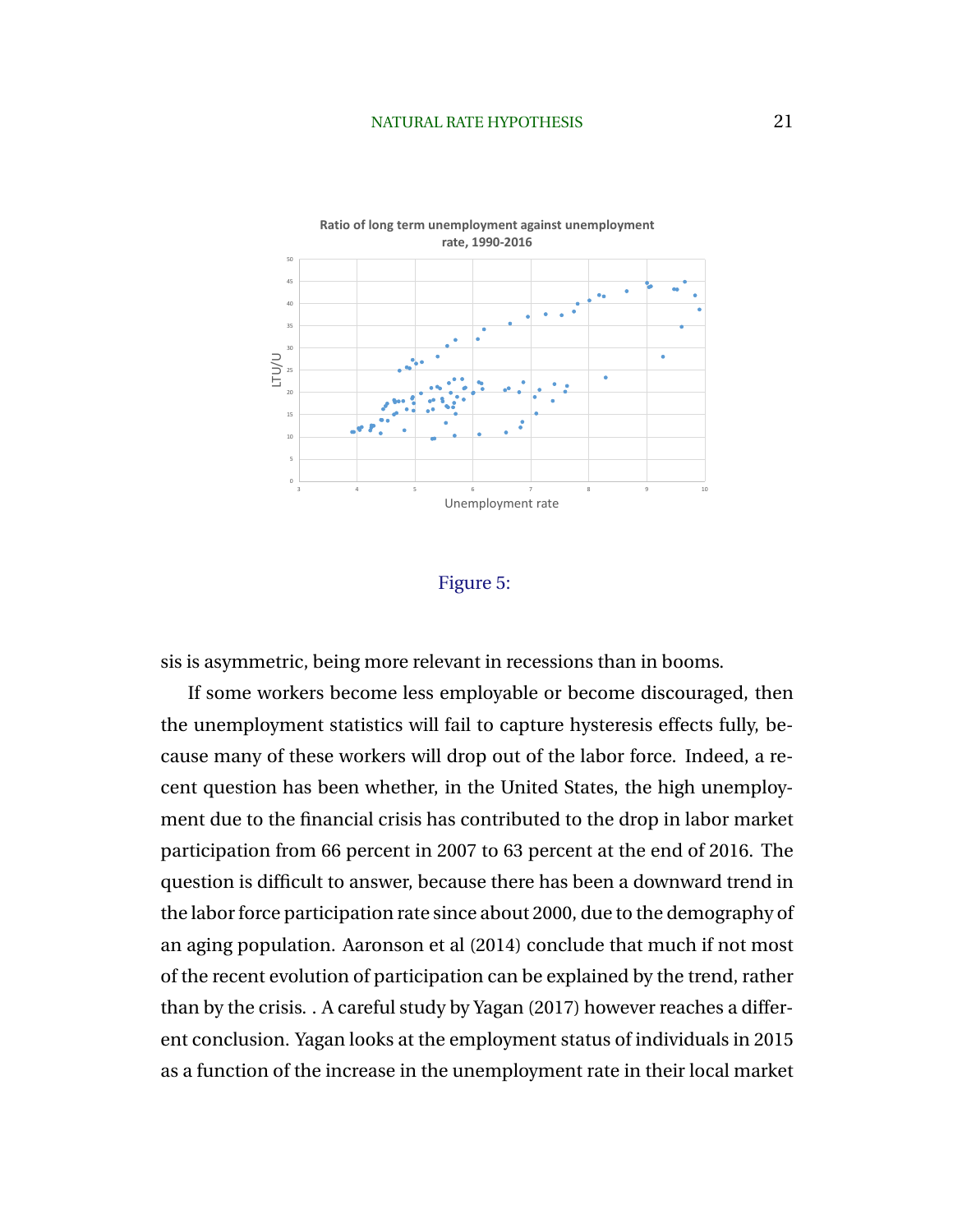Ratio of long term unemployment against unemployment rate, 1990-2016

Figure 5:

sis is asymmetric, being more relevant in recessions than in booms.

If some workers become less employable or become discouraged, then the unemployment statistics will fail to capture hysteresis effects fully, because many of these workers will drop out of the labor force. Indeed, a recent question has been whether, in the United States, the high unemployment due to the financial crisis has contributed to the drop in labor market participation from 66 percent in 2007 to 63 percent at the end of 2016. The question is difficult to answer, because there has been a downward trend in the labor force participation rate since about 2000, due to the demography of an aging population. Aaronson et al (2014) conclude that much if not most of the recent evolution of participation can be explained by the trend, rather than by the crisis. . A careful study by Yagan (2017) however reaches a different conclusion. Yagan looks at the employment status of individuals in 2015 as a function of the increase in the unemployment rate in their local market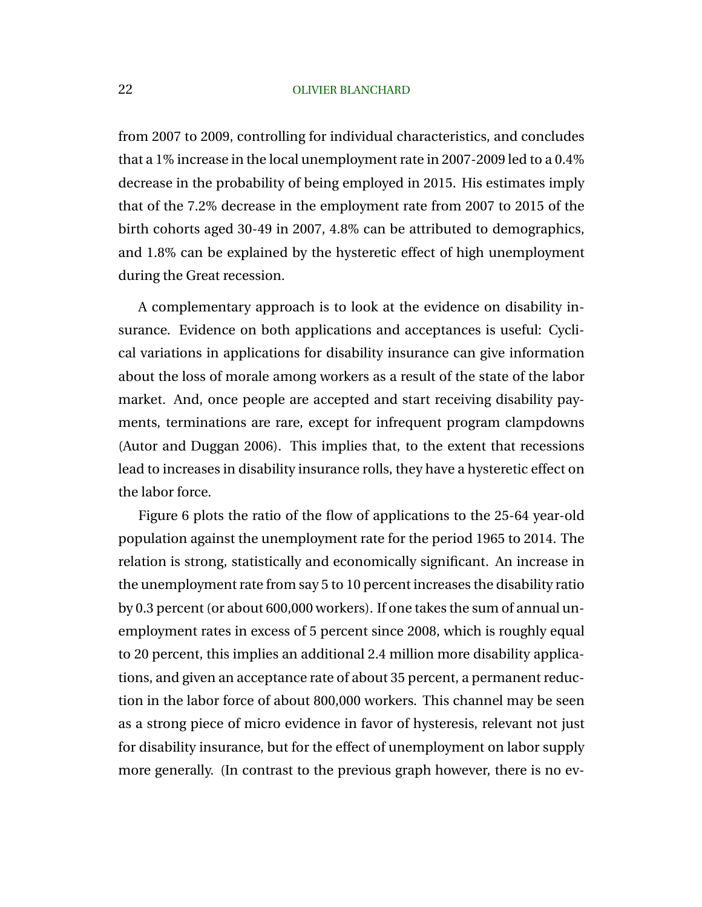from 2007 to 2009, controlling for individual characteristics, and concludes that a 1% increase in the local unemployment rate in 2007-2009 led to a 0.4% decrease in the probability of being employed in 2015. His estimates imply that of the 7.2% decrease in the employment rate from 2007 to 2015 of the birth cohorts aged 30-49 in 2007, 4.8% can be attributed to demographics, and 1.8% can be explained by the hysteretic effect of high unemployment during the Great recession.

A complementary approach is to look at the evidence on disability insurance. Evidence on both applications and acceptances is useful: Cyclical variations in applications for disability insurance can give information about the loss of morale among workers as a result of the state of the labor market. And, once people are accepted and start receiving disability payments, terminations are rare, except for infrequent program clampdowns (Autor and Duggan 2006). This implies that, to the extent that recessions lead to increases in disability insurance rolls, they have a hysteretic effect on the labor force.

Figure 6 plots the ratio of the flow of applications to the 25-64 year-old population against the unemployment rate for the period 1965 to 2014. The relation is strong, statistically and economically significant. An increase in the unemployment rate from say 5 to 10 percent increases the disability ratio by 0.3 percent (or about 600,000 workers). If one takes the sum of annual unemployment rates in excess of 5 percent since 2008, which is roughly equal to 20 percent, this implies an additional 2.4 million more disability applications, and given an acceptance rate of about 35 percent, a permanent reduction in the labor force of about 800,000 workers. This channel may be seen as a strong piece of micro evidence in favor of hysteresis, relevant not just for disability insurance, but for the effect of unemployment on labor supply more generally. (In contrast to the previous graph however, there is no ev-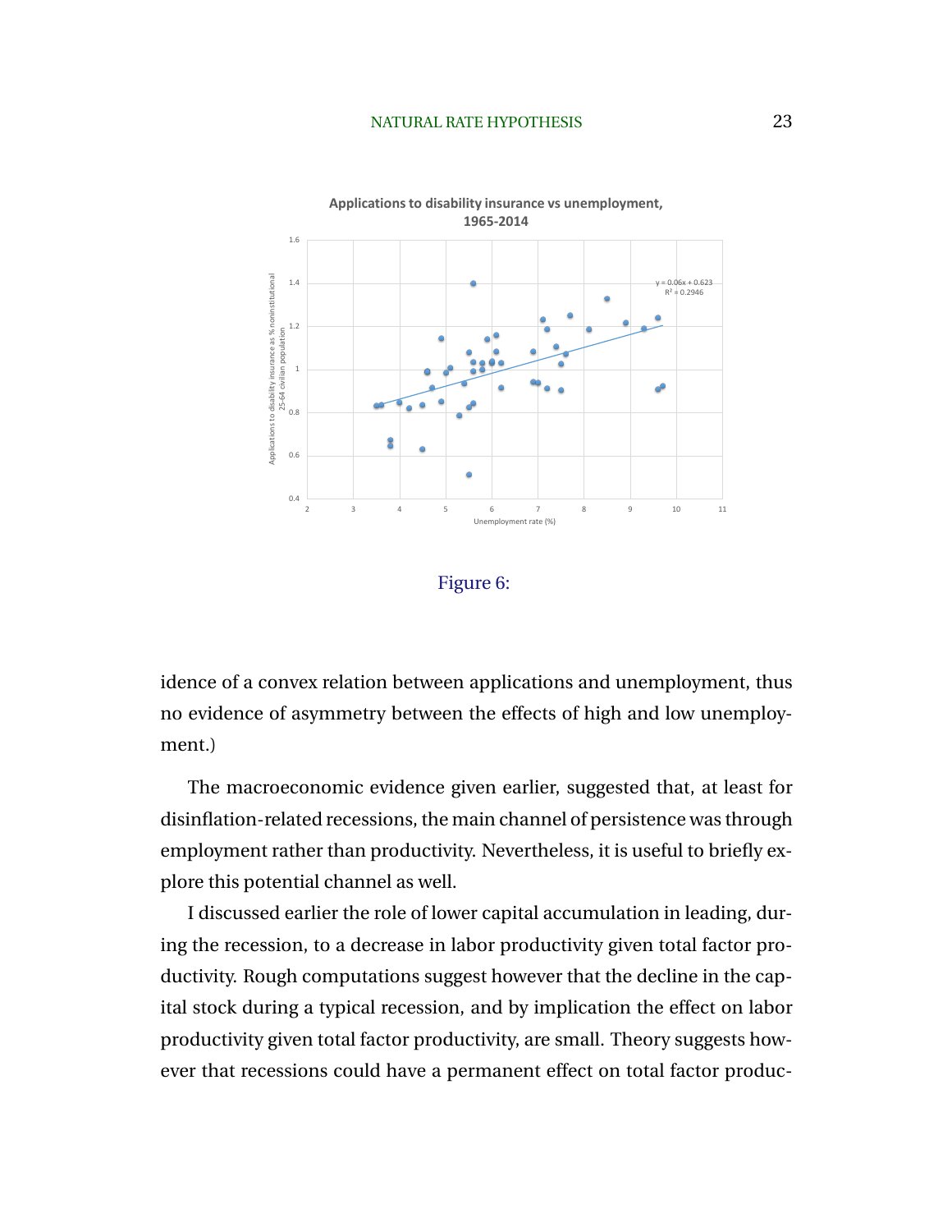Figure 6:

idence of a convex relation between applications and unemployment, thus no evidence of asymmetry between the effects of high and low unemployment.)

The macroeconomic evidence given earlier, suggested that, at least for disinflation-related recessions, the main channel of persistence was through employment rather than productivity. Nevertheless, it is useful to briefly explore this potential channel as well.

I discussed earlier the role of lower capital accumulation in leading, during the recession, to a decrease in labor productivity given total factor productivity. Rough computations suggest however that the decline in the capital stock during a typical recession, and by implication the effect on labor productivity given total factor productivity, are small. Theory suggests however that recessions could have a permanent effect on total factor produc-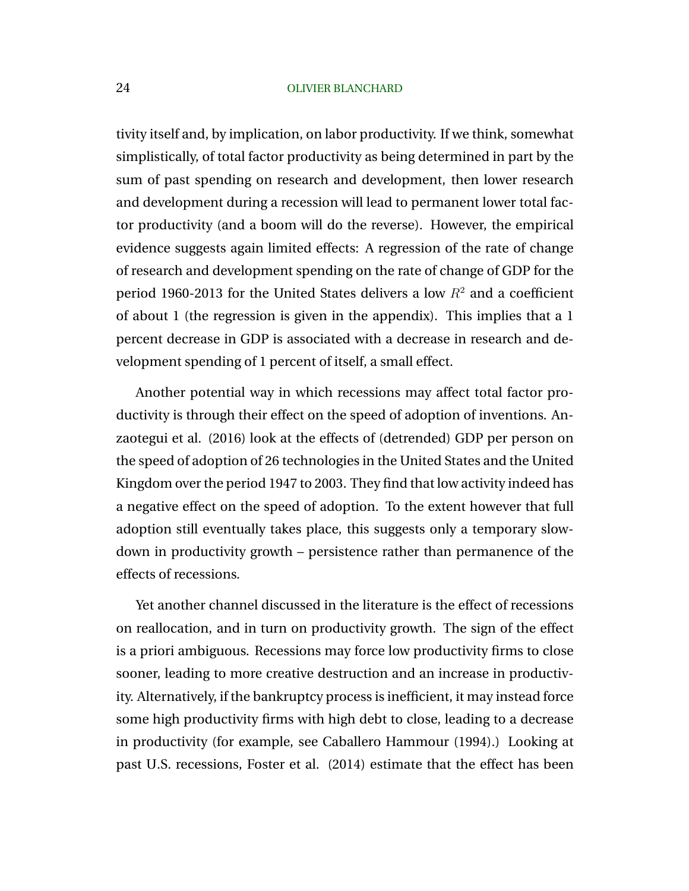tivity itself and, by implication, on labor productivity. If we think, somewhat simplistically, of total factor productivity as being determined in part by the sum of past spending on research and development, then lower research and development during a recession will lead to permanent lower total factor productivity (and a boom will do the reverse). However, the empirical evidence suggests again limited effects: A regression of the rate of change of research and development spending on the rate of change of GDP for the period 1960-2013 for the United States delivers a low $R^2$ and a coefficient of about 1 (the regression is given in the appendix). This implies that a 1 percent decrease in GDP is associated with a decrease in research and development spending of 1 percent of itself, a small effect.

Another potential way in which recessions may affect total factor productivity is through their effect on the speed of adoption of inventions. Anzaotegui et al. (2016) look at the effects of (detrended) GDP per person on the speed of adoption of 26 technologies in the United States and the United Kingdom over the period 1947 to 2003. They find that low activity indeed has a negative effect on the speed of adoption. To the extent however that full adoption still eventually takes place, this suggests only a temporary slowdown in productivity growth – persistence rather than permanence of the effects of recessions.

Yet another channel discussed in the literature is the effect of recessions on reallocation, and in turn on productivity growth. The sign of the effect is a priori ambiguous. Recessions may force low productivity firms to close sooner, leading to more creative destruction and an increase in productivity. Alternatively, if the bankruptcy process is inefficient, it may instead force some high productivity firms with high debt to close, leading to a decrease in productivity (for example, see Caballero Hammour (1994).) Looking at past U.S. recessions, Foster et al. (2014) estimate that the effect has been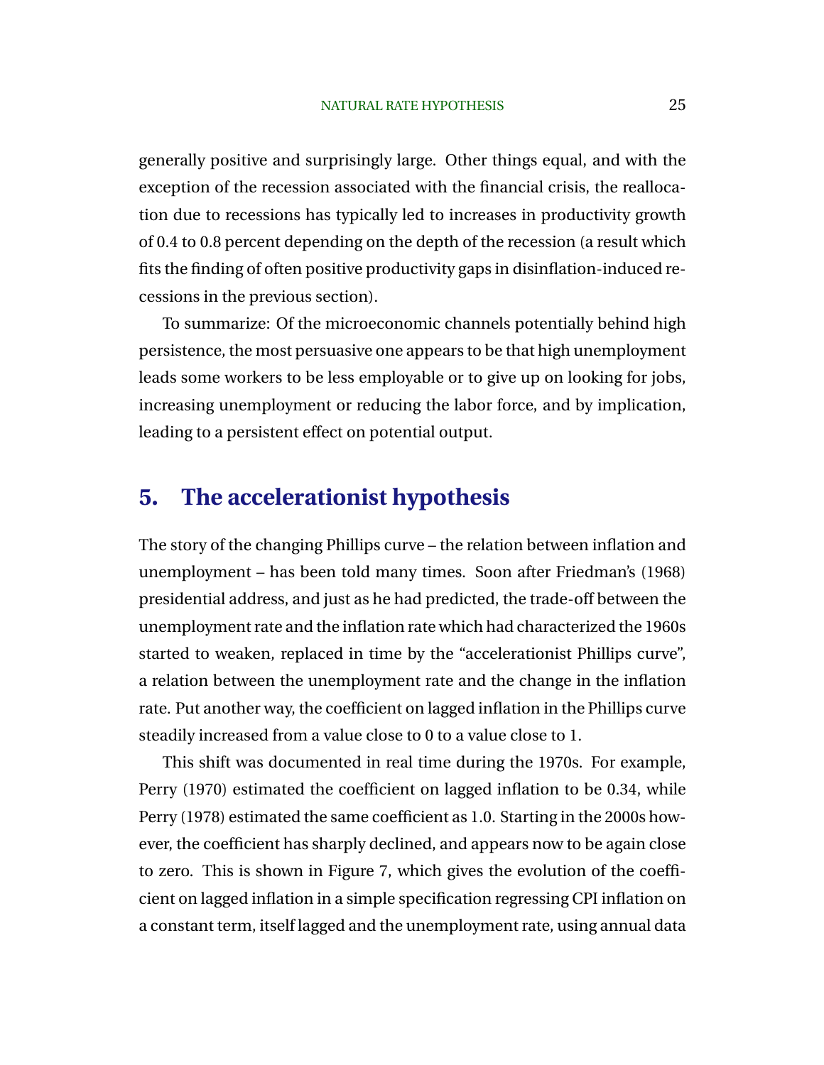generally positive and surprisingly large. Other things equal, and with the exception of the recession associated with the financial crisis, the reallocation due to recessions has typically led to increases in productivity growth of 0.4 to 0.8 percent depending on the depth of the recession (a result which fits the finding of often positive productivity gaps in disinflation-induced recessions in the previous section).

To summarize: Of the microeconomic channels potentially behind high persistence, the most persuasive one appears to be that high unemployment leads some workers to be less employable or to give up on looking for jobs, increasing unemployment or reducing the labor force, and by implication, leading to a persistent effect on potential output.

## 5. The accelerationist hypothesis

The story of the changing Phillips curve – the relation between inflation and unemployment – has been told many times. Soon after Friedman's (1968) presidential address, and just as he had predicted, the trade-off between the unemployment rate and the inflation rate which had characterized the 1960s started to weaken, replaced in time by the "accelerationist Phillips curve", a relation between the unemployment rate and the change in the inflation rate. Put another way, the coefficient on lagged inflation in the Phillips curve steadily increased from a value close to 0 to a value close to 1.

This shift was documented in real time during the 1970s. For example, Perry (1970) estimated the coefficient on lagged inflation to be 0.34, while Perry (1978) estimated the same coefficient as 1.0. Starting in the 2000s however, the coefficient has sharply declined, and appears now to be again close to zero. This is shown in Figure 7, which gives the evolution of the coefficient on lagged inflation in a simple specification regressing CPI inflation on a constant term, itself lagged and the unemployment rate, using annual data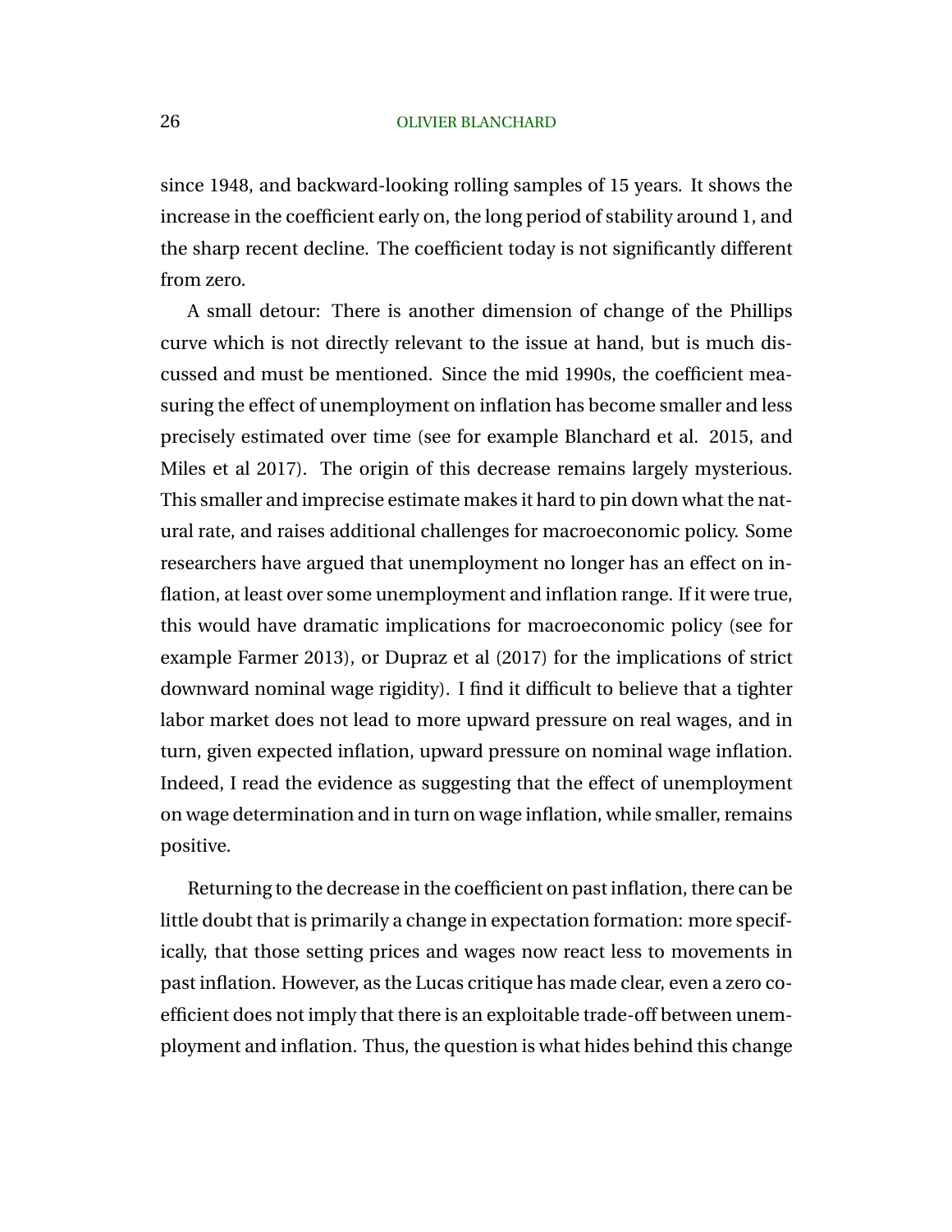since 1948, and backward-looking rolling samples of 15 years. It shows the increase in the coefficient early on, the long period of stability around 1, and the sharp recent decline. The coefficient today is not significantly different from zero.

A small detour: There is another dimension of change of the Phillips curve which is not directly relevant to the issue at hand, but is much discussed and must be mentioned. Since the mid 1990s, the coefficient measuring the effect of unemployment on inflation has become smaller and less precisely estimated over time (see for example Blanchard et al. 2015, and Miles et al 2017). The origin of this decrease remains largely mysterious. This smaller and imprecise estimate makes it hard to pin down what the natural rate, and raises additional challenges for macroeconomic policy. Some researchers have argued that unemployment no longer has an effect on inflation, at least over some unemployment and inflation range. If it were true, this would have dramatic implications for macroeconomic policy (see for example Farmer 2013), or Dupraz et al (2017) for the implications of strict downward nominal wage rigidity). I find it difficult to believe that a tighter labor market does not lead to more upward pressure on real wages, and in turn, given expected inflation, upward pressure on nominal wage inflation. Indeed, I read the evidence as suggesting that the effect of unemployment on wage determination and in turn on wage inflation, while smaller, remains positive.

Returning to the decrease in the coefficient on past inflation, there can be little doubt that is primarily a change in expectation formation: more specifically, that those setting prices and wages now react less to movements in past inflation. However, as the Lucas critique has made clear, even a zero coefficient does not imply that there is an exploitable trade-off between unemployment and inflation. Thus, the question is what hides behind this change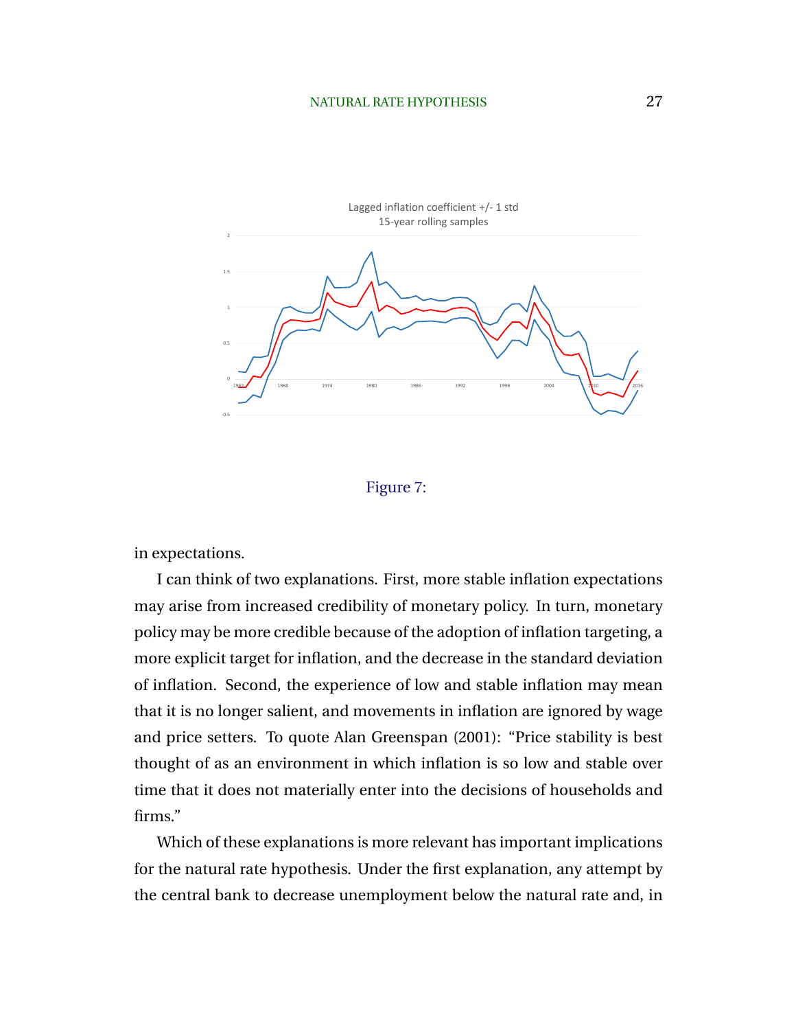Lagged inflation coefficient +/- 1 std
15-year rolling samples

Figure 7:

in expectations.

I can think of two explanations. First, more stable inflation expectations may arise from increased credibility of monetary policy. In turn, monetary policy may be more credible because of the adoption of inflation targeting, a more explicit target for inflation, and the decrease in the standard deviation of inflation. Second, the experience of low and stable inflation may mean that it is no longer salient, and movements in inflation are ignored by wage and price setters. To quote Alan Greenspan (2001): “Price stability is best thought of as an environment in which inflation is so low and stable over time that it does not materially enter into the decisions of households and firms.”

Which of these explanations is more relevant has important implications for the natural rate hypothesis. Under the first explanation, any attempt by the central bank to decrease unemployment below the natural rate and, in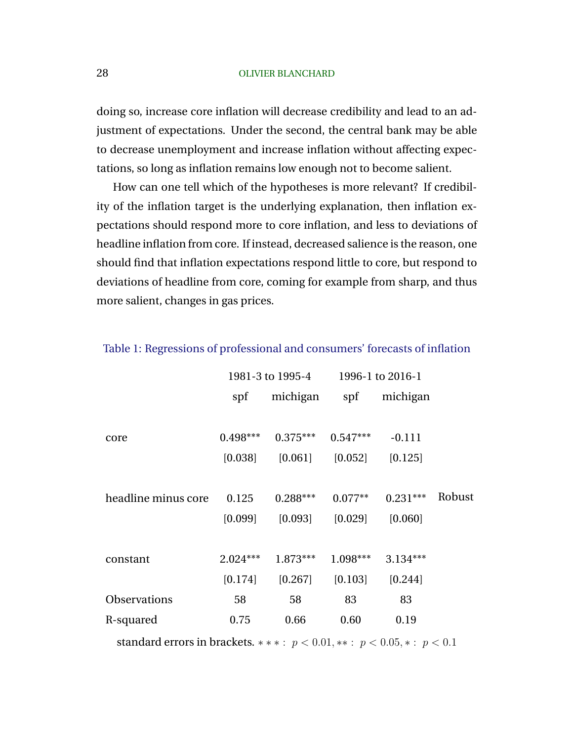doing so, increase core inflation will decrease credibility and lead to an adjustment of expectations. Under the second, the central bank may be able to decrease unemployment and increase inflation without affecting expectations, so long as inflation remains low enough not to become salient.

How can one tell which of the hypotheses is more relevant? If credibility of the inflation target is the underlying explanation, then inflation expectations should respond more to core inflation, and less to deviations of headline inflation from core. If instead, decreased salience is the reason, one should find that inflation expectations respond little to core, but respond to deviations of headline from core, coming for example from sharp, and thus more salient, changes in gas prices.

Table 1: Regressions of professional and consumers' forecasts of inflation

| | 1981-3 to 1995-4 | | 1996-1 to 2016-1 | | |
|---|---|---|---|---|---|
| | spf | michigan | spf | michigan | |
| core | 0.498*** | 0.375*** | 0.547*** | -0.111 | |
| | [0.038] | [0.061] | [0.052] | [0.125] | |
| headline minus core | 0.125 | 0.288*** | 0.077** | 0.231*** | Robust |
| | [0.099] | [0.093] | [0.029] | [0.060] | |
| constant | 2.024*** | 1.873*** | 1.098*** | 3.134*** | |
| | [0.174] | [0.267] | [0.103] | [0.244] | |
| Observations | 58 | 58 | 83 | 83 | |
| R-squared | 0.75 | 0.66 | 0.60 | 0.19 | |

standard errors in brackets. $*** : p < 0.01, ** : p < 0.05, * : p < 0.1$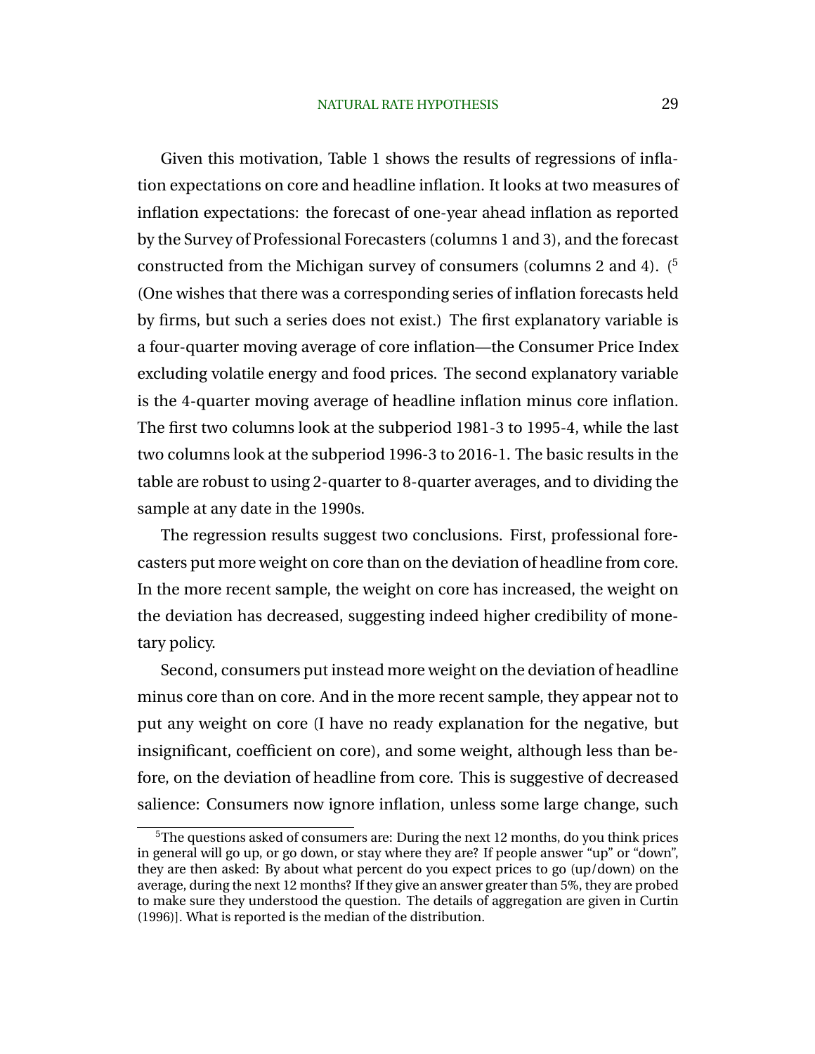Given this motivation, Table 1 shows the results of regressions of inflation expectations on core and headline inflation. It looks at two measures of inflation expectations: the forecast of one-year ahead inflation as reported by the Survey of Professional Forecasters (columns 1 and 3), and the forecast constructed from the Michigan survey of consumers (columns 2 and 4). ([5] (One wishes that there was a corresponding series of inflation forecasts held by firms, but such a series does not exist.) The first explanatory variable is a four-quarter moving average of core inflation—the Consumer Price Index excluding volatile energy and food prices. The second explanatory variable is the 4-quarter moving average of headline inflation minus core inflation. The first two columns look at the subperiod 1981-3 to 1995-4, while the last two columns look at the subperiod 1996-3 to 2016-1. The basic results in the table are robust to using 2-quarter to 8-quarter averages, and to dividing the sample at any date in the 1990s.

The regression results suggest two conclusions. First, professional forecasters put more weight on core than on the deviation of headline from core. In the more recent sample, the weight on core has increased, the weight on the deviation has decreased, suggesting indeed higher credibility of monetary policy.

Second, consumers put instead more weight on the deviation of headline minus core than on core. And in the more recent sample, they appear not to put any weight on core (I have no ready explanation for the negative, but insignificant, coefficient on core), and some weight, although less than before, on the deviation of headline from core. This is suggestive of decreased salience: Consumers now ignore inflation, unless some large change, such

[5] The questions asked of consumers are: During the next 12 months, do you think prices in general will go up, or go down, or stay where they are? If people answer "up" or "down", they are then asked: By about what percent do you expect prices to go (up/down) on the average, during the next 12 months? If they give an answer greater than 5%, they are probed to make sure they understood the question. The details of aggregation are given in Curtin (1996)]. What is reported is the median of the distribution.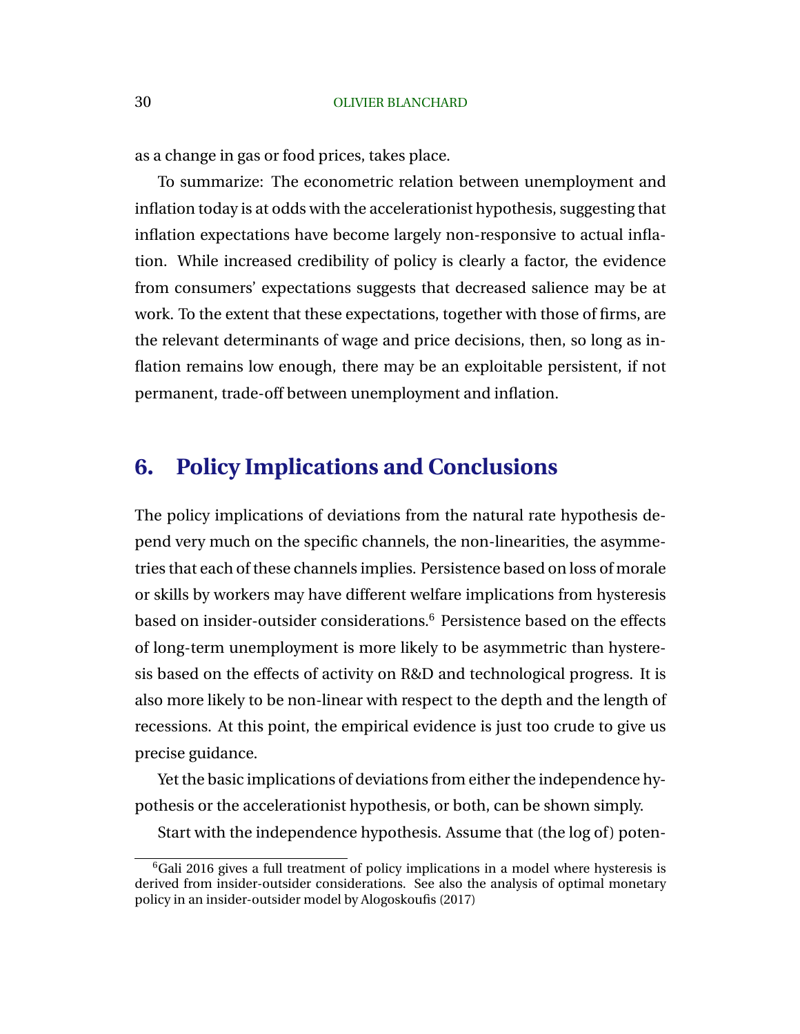as a change in gas or food prices, takes place.

To summarize: The econometric relation between unemployment and inflation today is at odds with the accelerationist hypothesis, suggesting that inflation expectations have become largely non-responsive to actual inflation. While increased credibility of policy is clearly a factor, the evidence from consumers' expectations suggests that decreased salience may be at work. To the extent that these expectations, together with those of firms, are the relevant determinants of wage and price decisions, then, so long as inflation remains low enough, there may be an exploitable persistent, if not permanent, trade-off between unemployment and inflation.

## 6. Policy Implications and Conclusions

The policy implications of deviations from the natural rate hypothesis depend very much on the specific channels, the non-linearities, the asymmetries that each of these channels implies. Persistence based on loss of morale or skills by workers may have different welfare implications from hysteresis based on insider-outsider considerations.[6] Persistence based on the effects of long-term unemployment is more likely to be asymmetric than hysteresis based on the effects of activity on R&D and technological progress. It is also more likely to be non-linear with respect to the depth and the length of recessions. At this point, the empirical evidence is just too crude to give us precise guidance.

Yet the basic implications of deviations from either the independence hypothesis or the accelerationist hypothesis, or both, can be shown simply.

Start with the independence hypothesis. Assume that (the log of) poten-

[6] Gali 2016 gives a full treatment of policy implications in a model where hysteresis is derived from insider-outsider considerations. See also the analysis of optimal monetary policy in an insider-outsider model by Alogoskoufis (2017)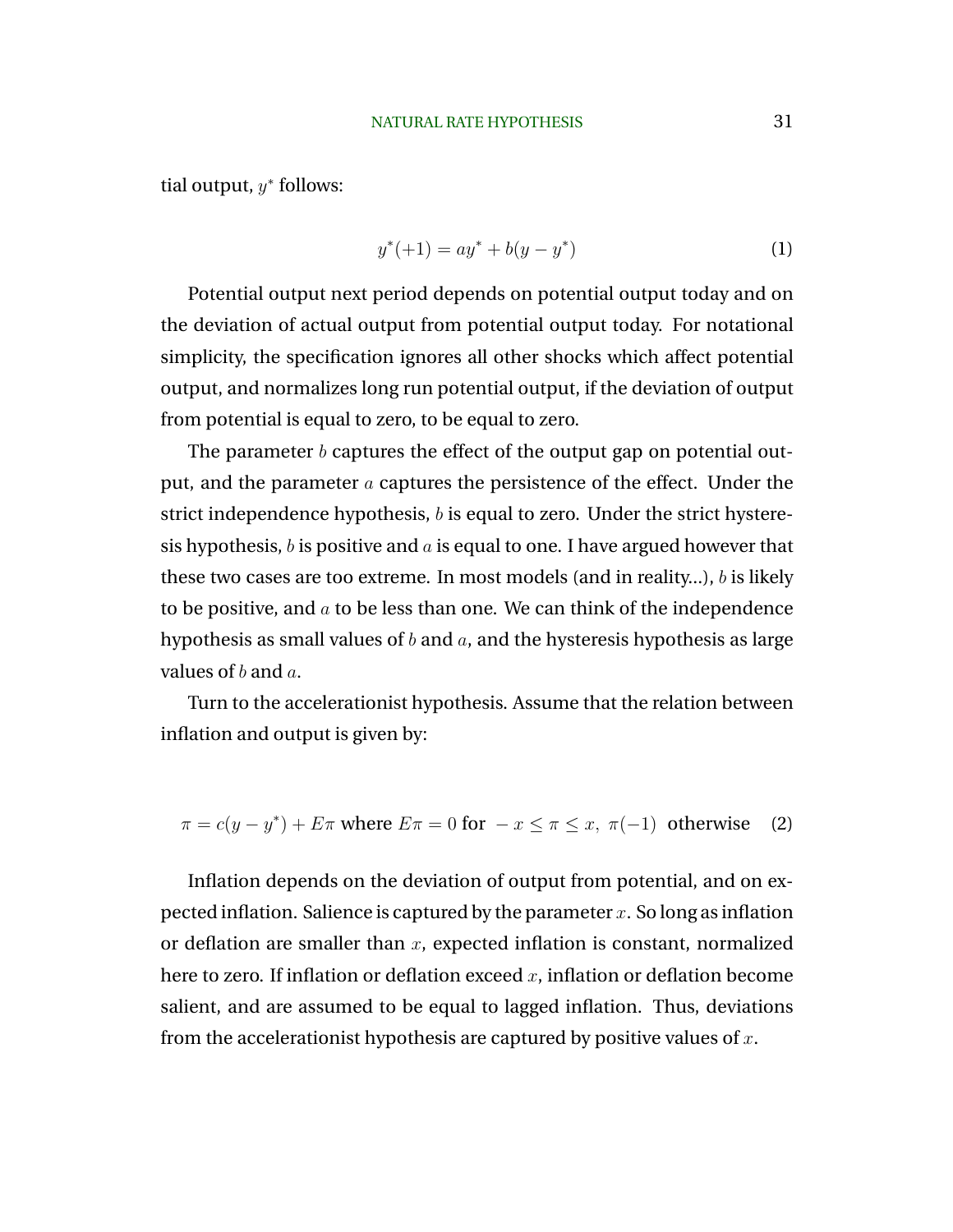tial output, $y^*$ follows:

$$y^*(+1) = ay^* + b(y - y^*) \tag{1}$$

Potential output next period depends on potential output today and on the deviation of actual output from potential output today. For notational simplicity, the specification ignores all other shocks which affect potential output, and normalizes long run potential output, if the deviation of output from potential is equal to zero, to be equal to zero.

The parameter $b$ captures the effect of the output gap on potential output, and the parameter $a$ captures the persistence of the effect. Under the strict independence hypothesis, $b$ is equal to zero. Under the strict hysteresis hypothesis, $b$ is positive and $a$ is equal to one. I have argued however that these two cases are too extreme. In most models (and in reality...), $b$ is likely to be positive, and $a$ to be less than one. We can think of the independence hypothesis as small values of $b$ and $a$, and the hysteresis hypothesis as large values of $b$ and $a$.

Turn to the accelerationist hypothesis. Assume that the relation between inflation and output is given by:

$$\pi = c(y - y^*) + E\pi \text{ where } E\pi = 0 \text{ for } -x \leq \pi \leq x,\ \pi(-1) \text{ otherwise} \tag{2}$$

Inflation depends on the deviation of output from potential, and on expected inflation. Salience is captured by the parameter $x$. So long as inflation or deflation are smaller than $x$, expected inflation is constant, normalized here to zero. If inflation or deflation exceed $x$, inflation or deflation become salient, and are assumed to be equal to lagged inflation. Thus, deviations from the accelerationist hypothesis are captured by positive values of $x$.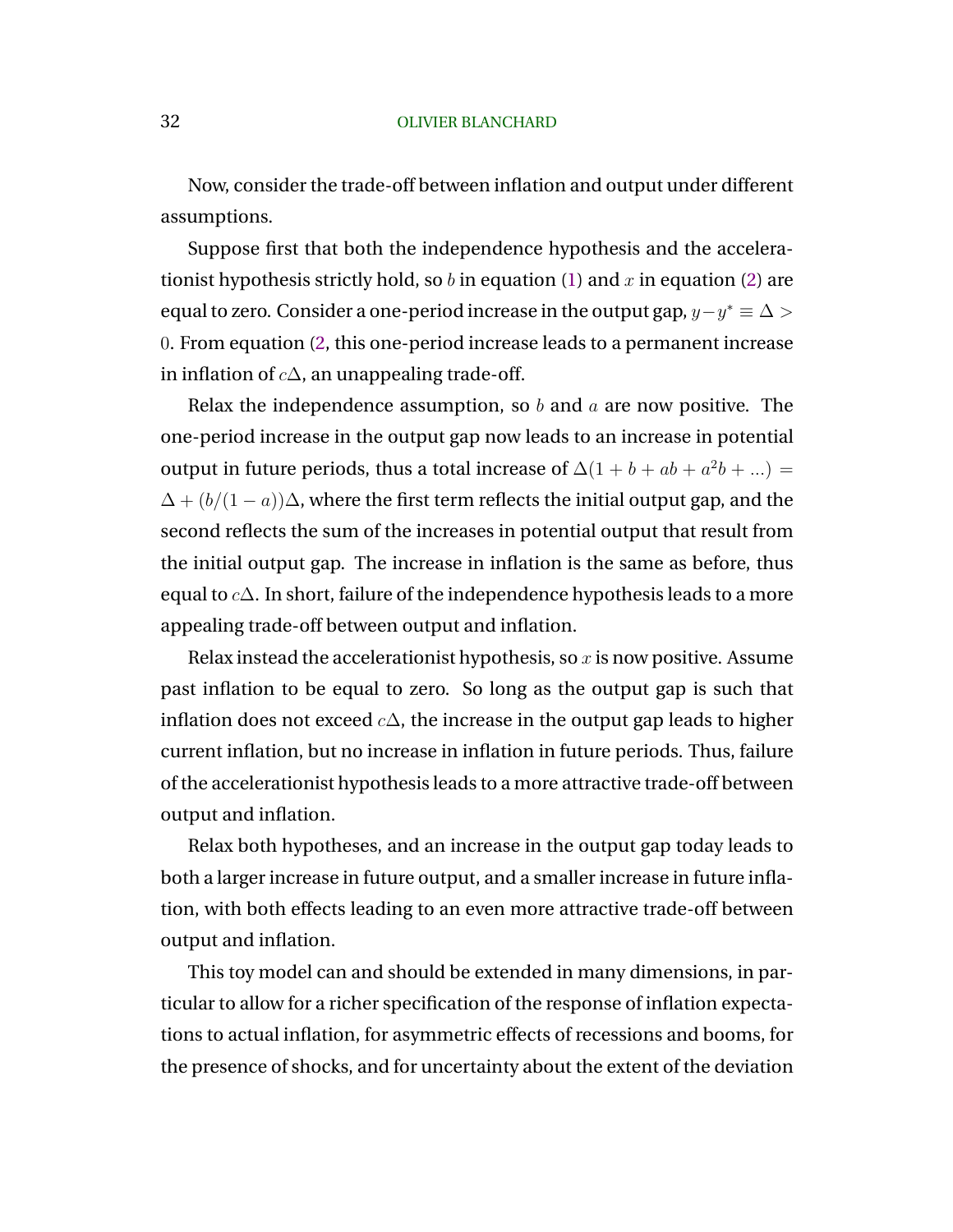Now, consider the trade-off between inflation and output under different assumptions.

Suppose first that both the independence hypothesis and the accelerationist hypothesis strictly hold, so $b$ in equation (1) and $x$ in equation (2) are equal to zero. Consider a one-period increase in the output gap, $y - y^* \equiv \Delta > 0$. From equation (2, this one-period increase leads to a permanent increase in inflation of $c\Delta$, an unappealing trade-off.

Relax the independence assumption, so $b$ and $a$ are now positive. The one-period increase in the output gap now leads to an increase in potential output in future periods, thus a total increase of $\Delta(1 + b + ab + a^2b + ...) = \Delta + (b/(1-a))\Delta$, where the first term reflects the initial output gap, and the second reflects the sum of the increases in potential output that result from the initial output gap. The increase in inflation is the same as before, thus equal to $c\Delta$. In short, failure of the independence hypothesis leads to a more appealing trade-off between output and inflation.

Relax instead the accelerationist hypothesis, so $x$ is now positive. Assume past inflation to be equal to zero. So long as the output gap is such that inflation does not exceed $c\Delta$, the increase in the output gap leads to higher current inflation, but no increase in inflation in future periods. Thus, failure of the accelerationist hypothesis leads to a more attractive trade-off between output and inflation.

Relax both hypotheses, and an increase in the output gap today leads to both a larger increase in future output, and a smaller increase in future inflation, with both effects leading to an even more attractive trade-off between output and inflation.

This toy model can and should be extended in many dimensions, in particular to allow for a richer specification of the response of inflation expectations to actual inflation, for asymmetric effects of recessions and booms, for the presence of shocks, and for uncertainty about the extent of the deviation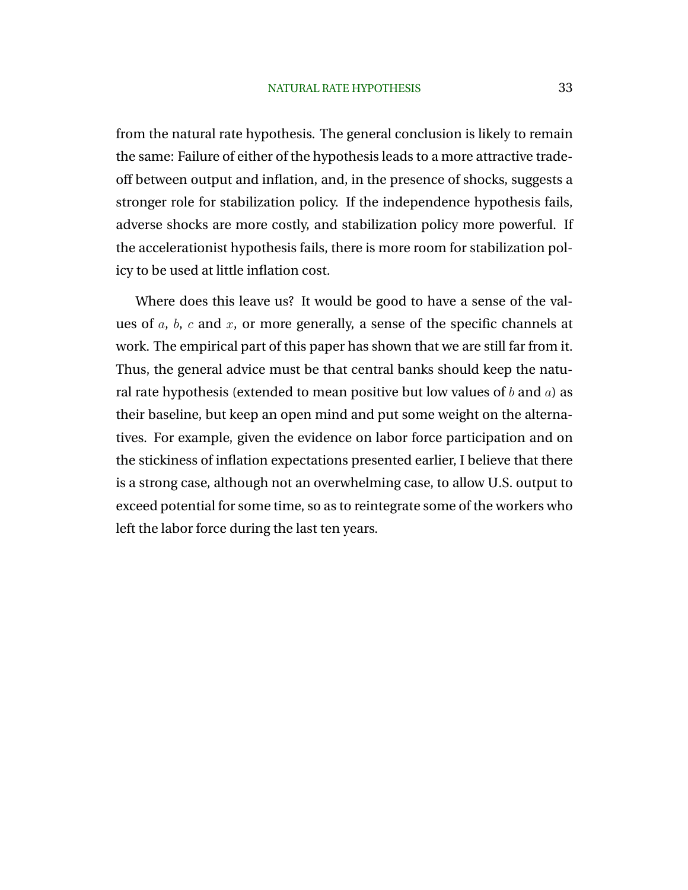from the natural rate hypothesis. The general conclusion is likely to remain the same: Failure of either of the hypothesis leads to a more attractive trade-off between output and inflation, and, in the presence of shocks, suggests a stronger role for stabilization policy. If the independence hypothesis fails, adverse shocks are more costly, and stabilization policy more powerful. If the accelerationist hypothesis fails, there is more room for stabilization policy to be used at little inflation cost.

Where does this leave us? It would be good to have a sense of the values of $a$, $b$, $c$ and $x$, or more generally, a sense of the specific channels at work. The empirical part of this paper has shown that we are still far from it. Thus, the general advice must be that central banks should keep the natural rate hypothesis (extended to mean positive but low values of $b$ and $a$) as their baseline, but keep an open mind and put some weight on the alternatives. For example, given the evidence on labor force participation and on the stickiness of inflation expectations presented earlier, I believe that there is a strong case, although not an overwhelming case, to allow U.S. output to exceed potential for some time, so as to reintegrate some of the workers who left the labor force during the last ten years.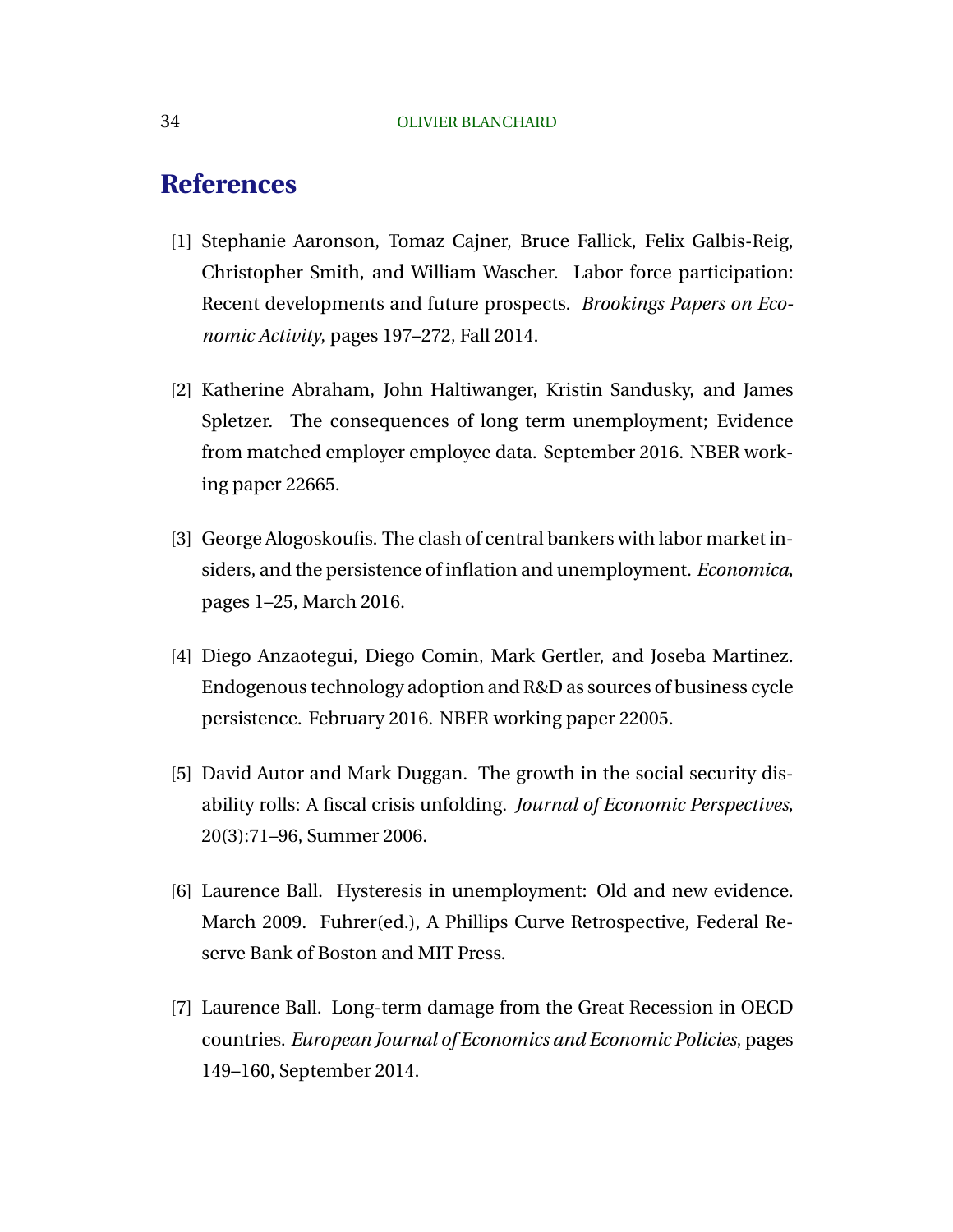# References

[1] Stephanie Aaronson, Tomaz Cajner, Bruce Fallick, Felix Galbis-Reig, Christopher Smith, and William Wascher. Labor force participation: Recent developments and future prospects. *Brookings Papers on Economic Activity*, pages 197–272, Fall 2014.

[2] Katherine Abraham, John Haltiwanger, Kristin Sandusky, and James Spletzer. The consequences of long term unemployment; Evidence from matched employer employee data. September 2016. NBER working paper 22665.

[3] George Alogoskoufis. The clash of central bankers with labor market insiders, and the persistence of inflation and unemployment. *Economica*, pages 1–25, March 2016.

[4] Diego Anzaotegui, Diego Comin, Mark Gertler, and Joseba Martinez. Endogenous technology adoption and R&D as sources of business cycle persistence. February 2016. NBER working paper 22005.

[5] David Autor and Mark Duggan. The growth in the social security disability rolls: A fiscal crisis unfolding. *Journal of Economic Perspectives*, 20(3):71–96, Summer 2006.

[6] Laurence Ball. Hysteresis in unemployment: Old and new evidence. March 2009. Fuhrer(ed.), A Phillips Curve Retrospective, Federal Reserve Bank of Boston and MIT Press.

[7] Laurence Ball. Long-term damage from the Great Recession in OECD countries. *European Journal of Economics and Economic Policies*, pages 149–160, September 2014.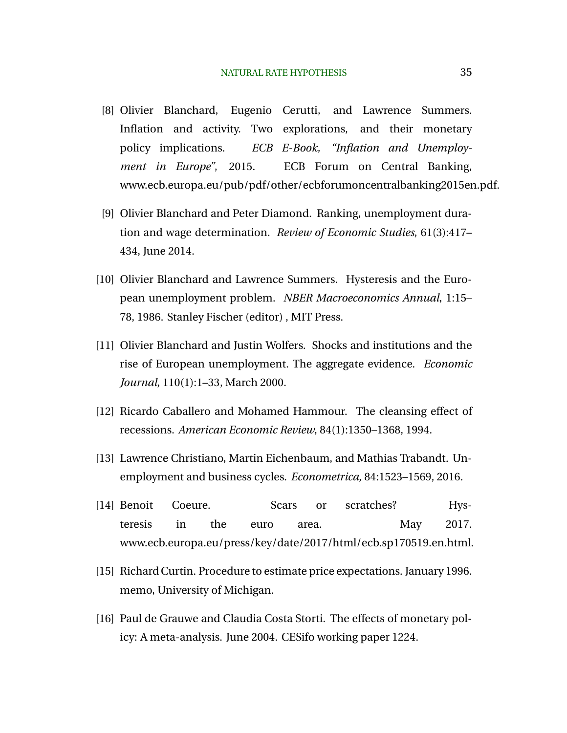[8] Olivier Blanchard, Eugenio Cerutti, and Lawrence Summers. Inflation and activity. Two explorations, and their monetary policy implications. *ECB E-Book, "Inflation and Unemployment in Europe"*, 2015. ECB Forum on Central Banking, www.ecb.europa.eu/pub/pdf/other/ecbforumoncentralbanking2015en.pdf.

[9] Olivier Blanchard and Peter Diamond. Ranking, unemployment duration and wage determination. *Review of Economic Studies*, 61(3):417–434, June 2014.

[10] Olivier Blanchard and Lawrence Summers. Hysteresis and the European unemployment problem. *NBER Macroeconomics Annual*, 1:15–78, 1986. Stanley Fischer (editor) , MIT Press.

[11] Olivier Blanchard and Justin Wolfers. Shocks and institutions and the rise of European unemployment. The aggregate evidence. *Economic Journal*, 110(1):1–33, March 2000.

[12] Ricardo Caballero and Mohamed Hammour. The cleansing effect of recessions. *American Economic Review*, 84(1):1350–1368, 1994.

[13] Lawrence Christiano, Martin Eichenbaum, and Mathias Trabandt. Unemployment and business cycles. *Econometrica*, 84:1523–1569, 2016.

[14] Benoit Coeure. Scars or scratches? Hysteresis in the euro area. May 2017. www.ecb.europa.eu/press/key/date/2017/html/ecb.sp170519.en.html.

[15] Richard Curtin. Procedure to estimate price expectations. January 1996. memo, University of Michigan.

[16] Paul de Grauwe and Claudia Costa Storti. The effects of monetary policy: A meta-analysis. June 2004. CESifo working paper 1224.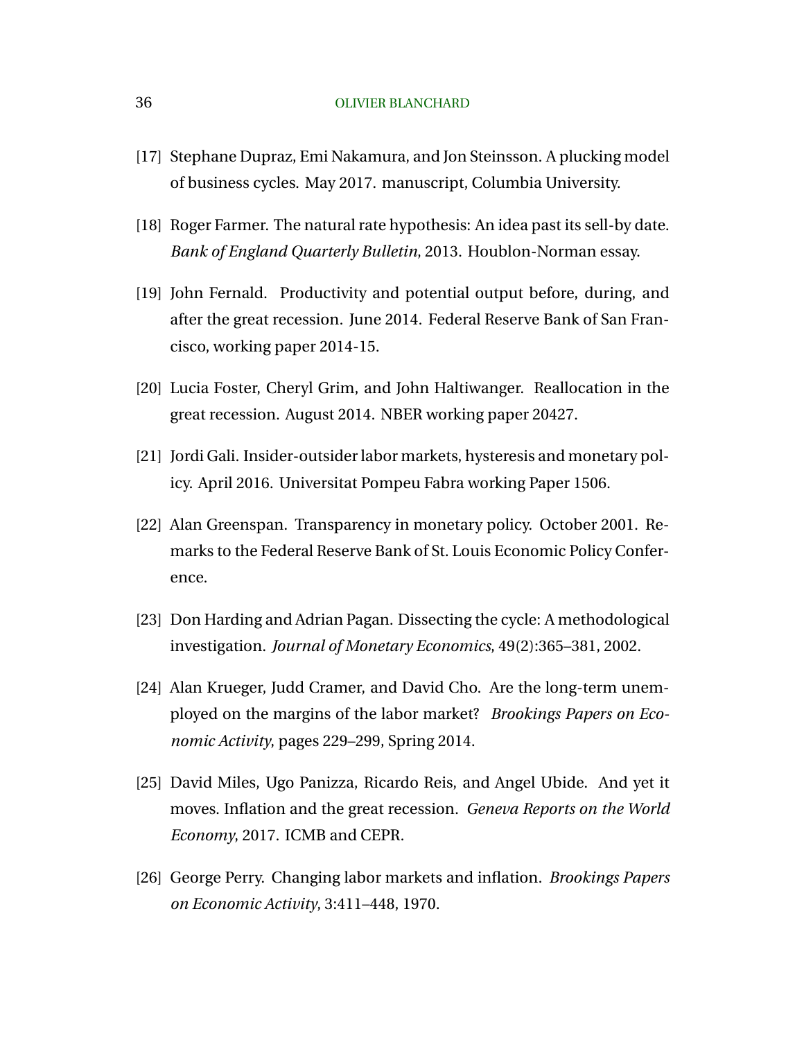[17] Stephane Dupraz, Emi Nakamura, and Jon Steinsson. A plucking model of business cycles. May 2017. manuscript, Columbia University.

[18] Roger Farmer. The natural rate hypothesis: An idea past its sell-by date. *Bank of England Quarterly Bulletin*, 2013. Houblon-Norman essay.

[19] John Fernald. Productivity and potential output before, during, and after the great recession. June 2014. Federal Reserve Bank of San Francisco, working paper 2014-15.

[20] Lucia Foster, Cheryl Grim, and John Haltiwanger. Reallocation in the great recession. August 2014. NBER working paper 20427.

[21] Jordi Gali. Insider-outsider labor markets, hysteresis and monetary policy. April 2016. Universitat Pompeu Fabra working Paper 1506.

[22] Alan Greenspan. Transparency in monetary policy. October 2001. Remarks to the Federal Reserve Bank of St. Louis Economic Policy Conference.

[23] Don Harding and Adrian Pagan. Dissecting the cycle: A methodological investigation. *Journal of Monetary Economics*, 49(2):365–381, 2002.

[24] Alan Krueger, Judd Cramer, and David Cho. Are the long-term unemployed on the margins of the labor market? *Brookings Papers on Economic Activity*, pages 229–299, Spring 2014.

[25] David Miles, Ugo Panizza, Ricardo Reis, and Angel Ubide. And yet it moves. Inflation and the great recession. *Geneva Reports on the World Economy*, 2017. ICMB and CEPR.

[26] George Perry. Changing labor markets and inflation. *Brookings Papers on Economic Activity*, 3:411–448, 1970.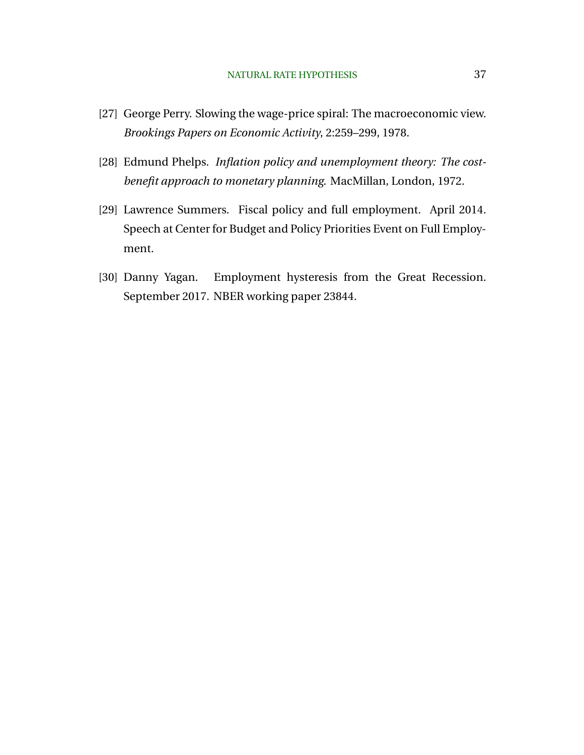[27] George Perry. Slowing the wage-price spiral: The macroeconomic view. *Brookings Papers on Economic Activity*, 2:259–299, 1978.

[28] Edmund Phelps. *Inflation policy and unemployment theory: The cost-benefit approach to monetary planning.* MacMillan, London, 1972.

[29] Lawrence Summers. Fiscal policy and full employment. April 2014. Speech at Center for Budget and Policy Priorities Event on Full Employment.

[30] Danny Yagan. Employment hysteresis from the Great Recession. September 2017. NBER working paper 23844.